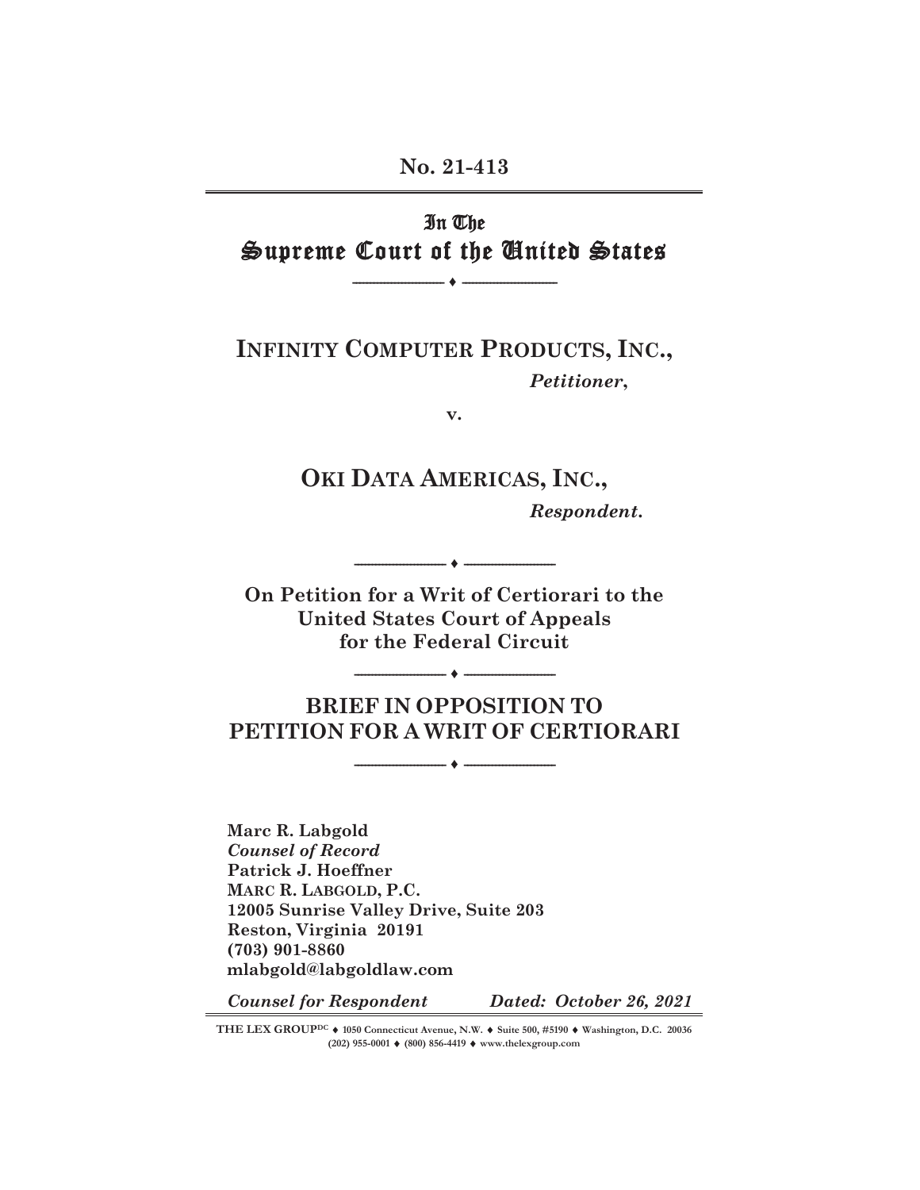**No. 21-413**

---

# In The Supreme Court of the United States

---

**INFINITY COMPUTER PRODUCTS, INC.,**

*Petitioner*,

v.

**OKI DATA AMERICAS, INC.,**

*Respondent*.

---

**On Petition for a Writ of Certiorari to the United States Court of Appeals for the Federal Circuit**

---

## BRIEF IN OPPOSITION TO PETITION FOR A WRIT OF CERTIORARI

---

**Marc R. Labgold**
***Counsel of Record***
**Patrick J. Hoeffner**
**MARC R. LABGOLD, P.C.**
**12005 Sunrise Valley Drive, Suite 203**
**Reston, Virginia 20191**
**(703) 901-8860**
**mlabgold@labgoldlaw.com**

***Counsel for Respondent*** ***Dated: October 26, 2021***

---

THE LEX GROUP[DC] ♦ 1050 Connecticut Avenue, N.W. ♦ Suite 500, #5190 ♦ Washington, D.C. 20036
(202) 955-0001 ♦ (800) 856-4419 ♦ www.thelexgroup.com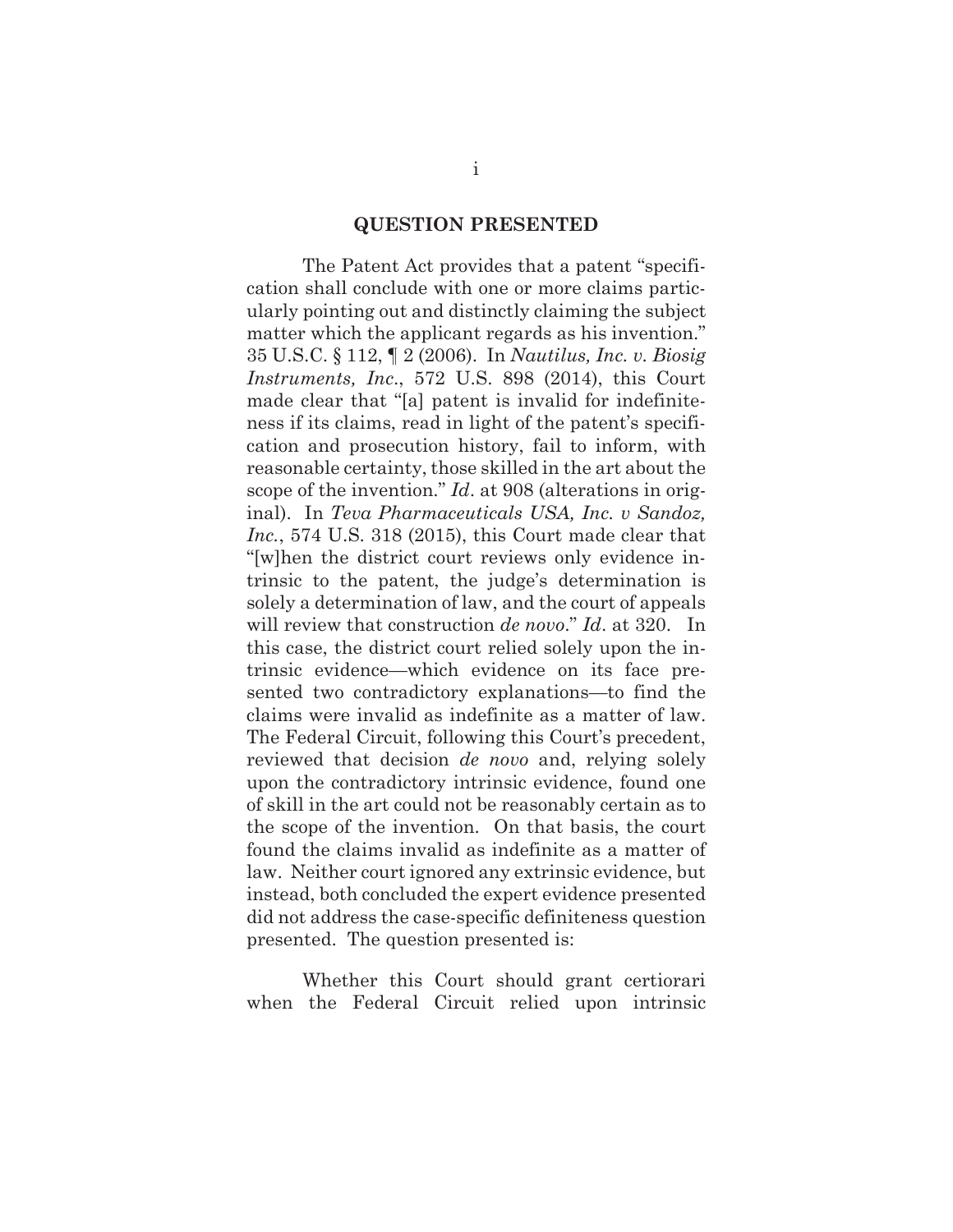## QUESTION PRESENTED

The Patent Act provides that a patent "specification shall conclude with one or more claims particularly pointing out and distinctly claiming the subject matter which the applicant regards as his invention." 35 U.S.C. § 112, ¶ 2 (2006). In *Nautilus, Inc. v. Biosig Instruments, Inc.*, 572 U.S. 898 (2014), this Court made clear that "[a] patent is invalid for indefiniteness if its claims, read in light of the patent's specification and prosecution history, fail to inform, with reasonable certainty, those skilled in the art about the scope of the invention." *Id*. at 908 (alterations in original). In *Teva Pharmaceuticals USA, Inc. v Sandoz, Inc.*, 574 U.S. 318 (2015), this Court made clear that "[w]hen the district court reviews only evidence intrinsic to the patent, the judge's determination is solely a determination of law, and the court of appeals will review that construction *de novo*." *Id*. at 320. In this case, the district court relied solely upon the intrinsic evidence—which evidence on its face presented two contradictory explanations—to find the claims were invalid as indefinite as a matter of law. The Federal Circuit, following this Court's precedent, reviewed that decision *de novo* and, relying solely upon the contradictory intrinsic evidence, found one of skill in the art could not be reasonably certain as to the scope of the invention. On that basis, the court found the claims invalid as indefinite as a matter of law. Neither court ignored any extrinsic evidence, but instead, both concluded the expert evidence presented did not address the case-specific definiteness question presented. The question presented is:

Whether this Court should grant certiorari when the Federal Circuit relied upon intrinsic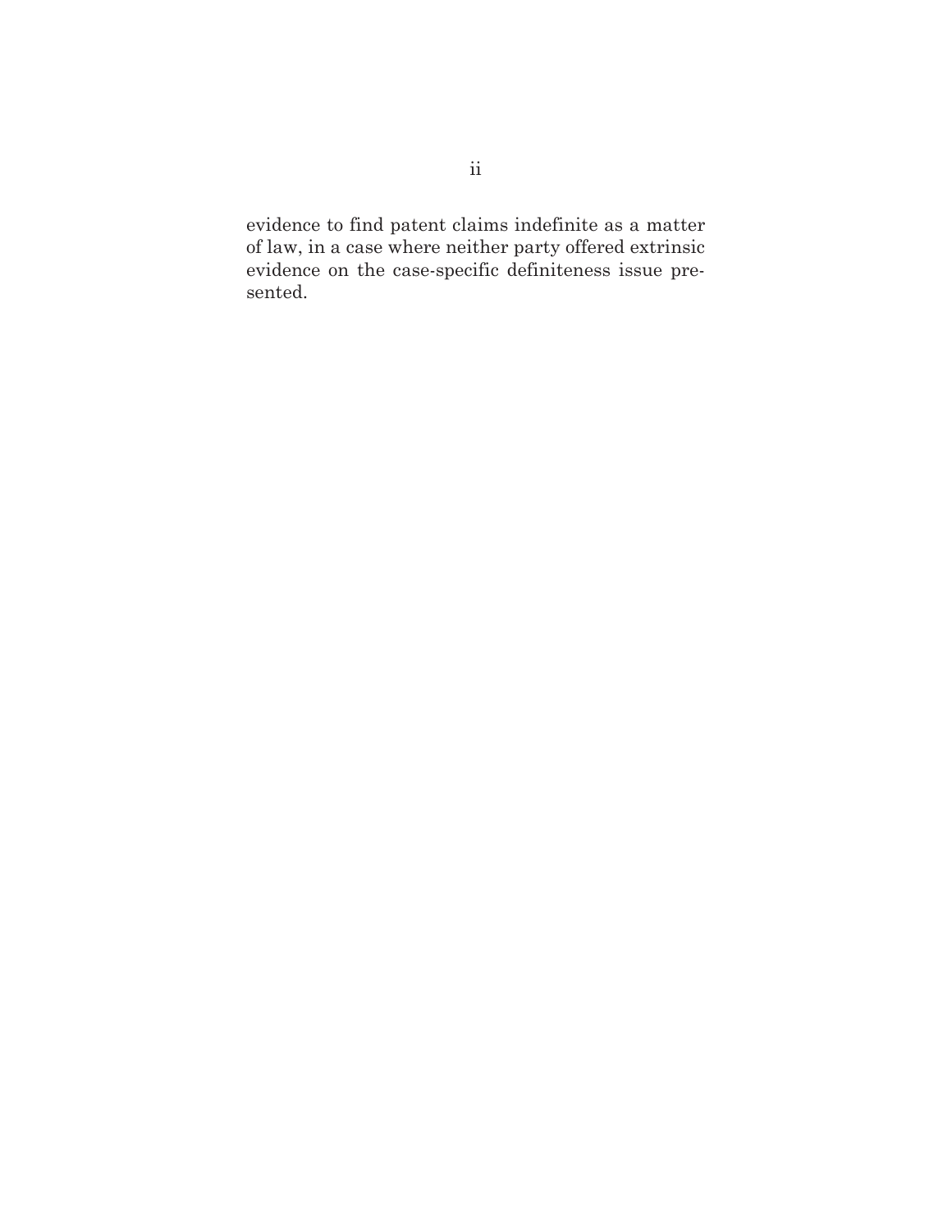evidence to find patent claims indefinite as a matter of law, in a case where neither party offered extrinsic evidence on the case-specific definiteness issue presented.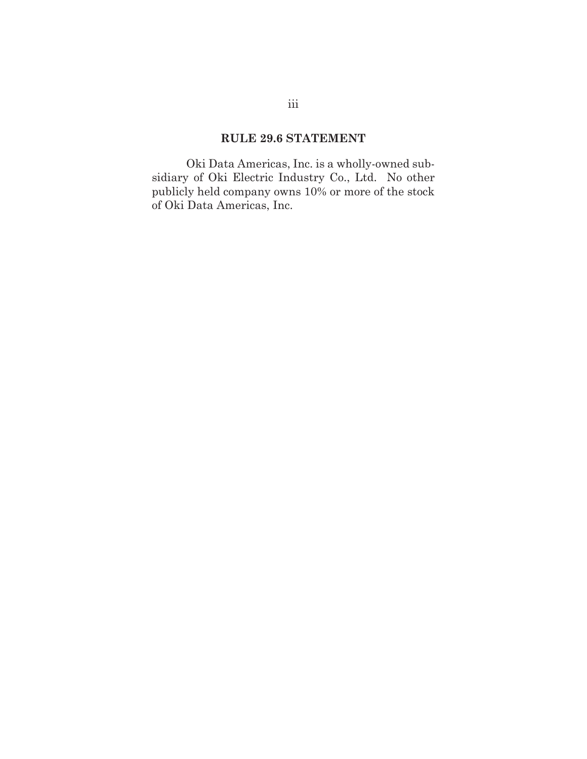## RULE 29.6 STATEMENT

Oki Data Americas, Inc. is a wholly-owned subsidiary of Oki Electric Industry Co., Ltd. No other publicly held company owns 10% or more of the stock of Oki Data Americas, Inc.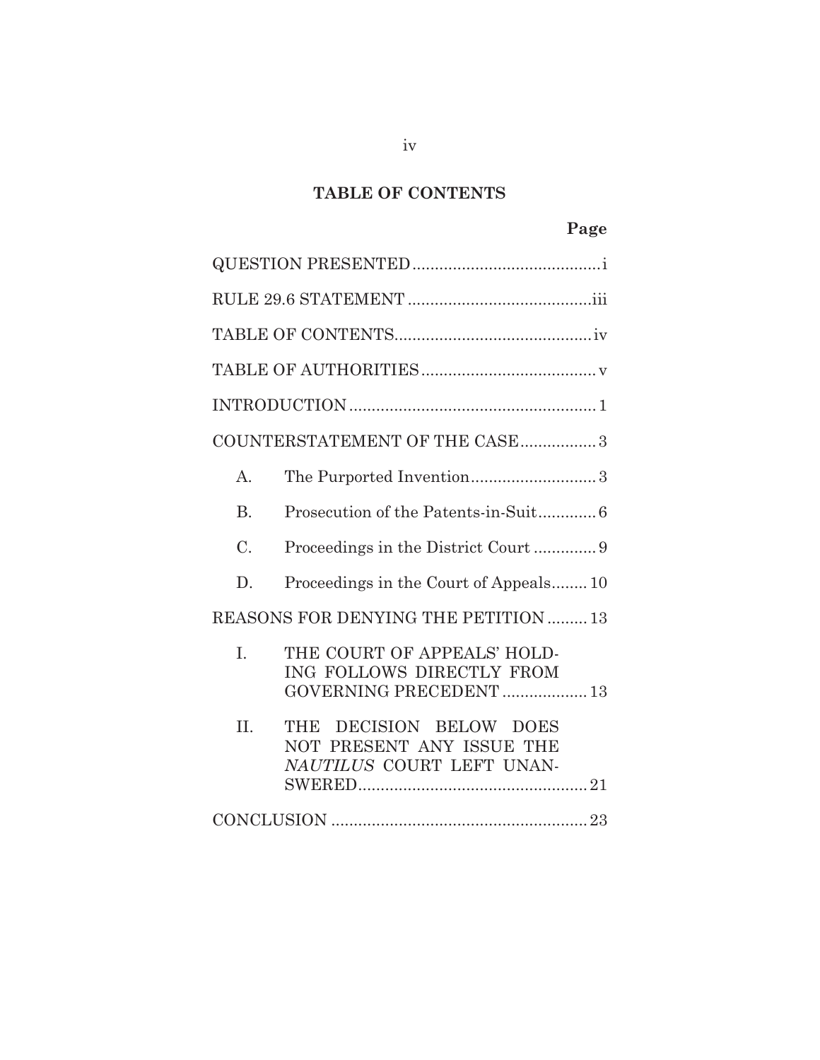## TABLE OF CONTENTS

| | Page |
|---|---|
| QUESTION PRESENTED | i |
| RULE 29.6 STATEMENT | iii |
| TABLE OF CONTENTS | iv |
| TABLE OF AUTHORITIES | v |
| INTRODUCTION | 1 |
| COUNTERSTATEMENT OF THE CASE | 3 |
| A. The Purported Invention | 3 |
| B. Prosecution of the Patents-in-Suit | 6 |
| C. Proceedings in the District Court | 9 |
| D. Proceedings in the Court of Appeals | 10 |
| REASONS FOR DENYING THE PETITION | 13 |
| I. THE COURT OF APPEALS' HOLDING FOLLOWS DIRECTLY FROM GOVERNING PRECEDENT | 13 |
| II. THE DECISION BELOW DOES NOT PRESENT ANY ISSUE THE *NAUTILUS* COURT LEFT UNANSWERED | 21 |
| CONCLUSION | 23 |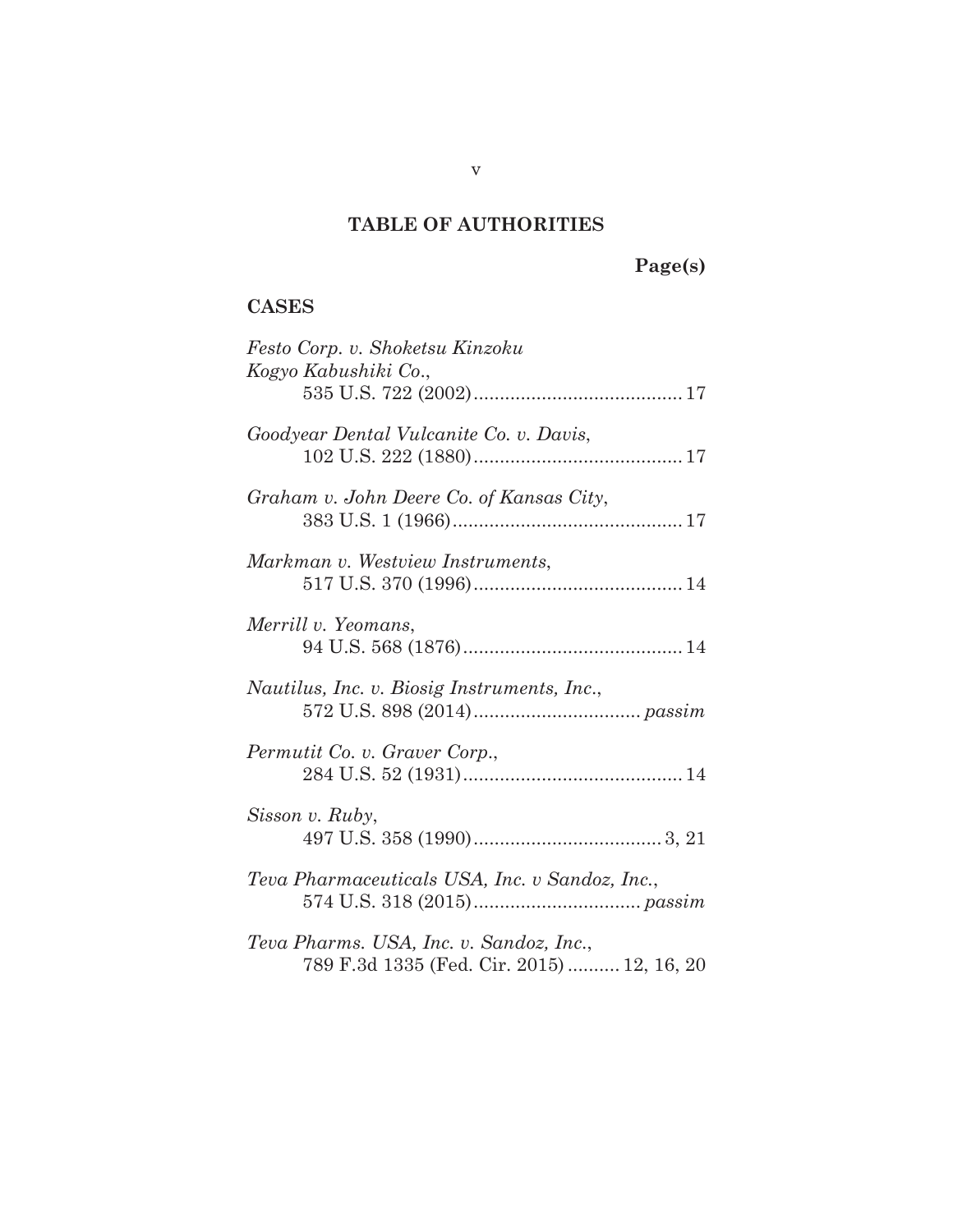# TABLE OF AUTHORITIES

**Page(s)**

## CASES

*Festo Corp. v. Shoketsu Kinzoku Kogyo Kabushiki Co.*,
535 U.S. 722 (2002) .......................................... 17

*Goodyear Dental Vulcanite Co. v. Davis*,
102 U.S. 222 (1880) .......................................... 17

*Graham v. John Deere Co. of Kansas City*,
383 U.S. 1 (1966) .............................................. 17

*Markman v. Westview Instruments*,
517 U.S. 370 (1996) .......................................... 14

*Merrill v. Yeomans*,
94 U.S. 568 (1876) ............................................ 14

*Nautilus, Inc. v. Biosig Instruments, Inc.*,
572 U.S. 898 (2014) ................................ *passim*

*Permutit Co. v. Graver Corp.*,
284 U.S. 52 (1931) ............................................ 14

*Sisson v. Ruby*,
497 U.S. 358 (1990) .................................... 3, 21

*Teva Pharmaceuticals USA, Inc. v Sandoz, Inc.*,
574 U.S. 318 (2015) ................................ *passim*

*Teva Pharms. USA, Inc. v. Sandoz, Inc.*,
789 F.3d 1335 (Fed. Cir. 2015) .......... 12, 16, 20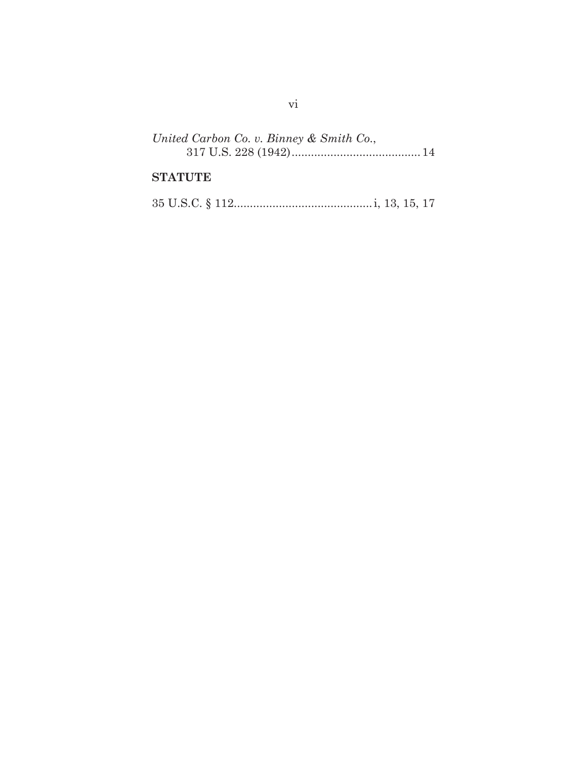*United Carbon Co. v. Binney & Smith Co.*,
317 U.S. 228 (1942) ........................................ 14

**STATUTE**

35 U.S.C. § 112 ........................................... i, 13, 15, 17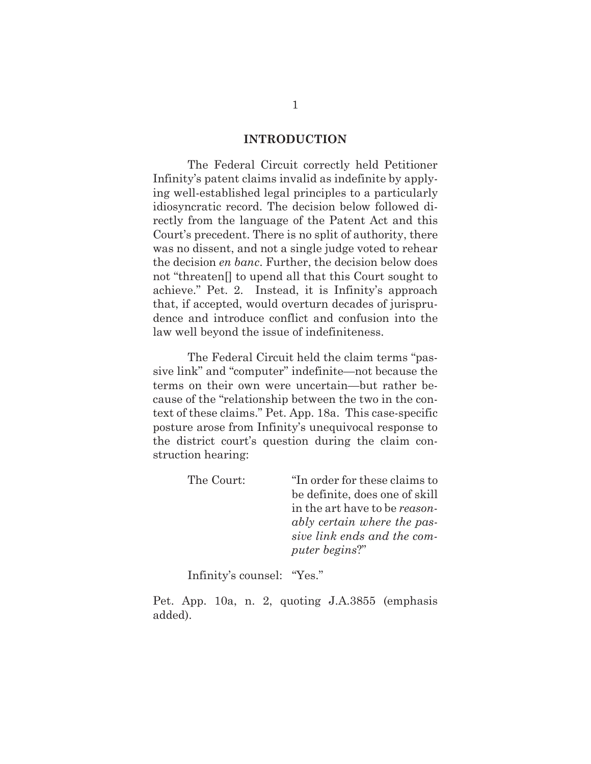## INTRODUCTION

The Federal Circuit correctly held Petitioner Infinity's patent claims invalid as indefinite by applying well-established legal principles to a particularly idiosyncratic record. The decision below followed directly from the language of the Patent Act and this Court's precedent. There is no split of authority, there was no dissent, and not a single judge voted to rehear the decision *en banc*. Further, the decision below does not "threaten[] to upend all that this Court sought to achieve." Pet. 2. Instead, it is Infinity's approach that, if accepted, would overturn decades of jurisprudence and introduce conflict and confusion into the law well beyond the issue of indefiniteness.

The Federal Circuit held the claim terms "passive link" and "computer" indefinite—not because the terms on their own were uncertain—but rather because of the "relationship between the two in the context of these claims." Pet. App. 18a. This case-specific posture arose from Infinity's unequivocal response to the district court's question during the claim construction hearing:

> The Court: "In order for these claims to be definite, does one of skill in the art have to be *reasonably certain where the passive link ends and the computer begins*?"
>
> Infinity's counsel: "Yes."

Pet. App. 10a, n. 2, quoting J.A.3855 (emphasis added).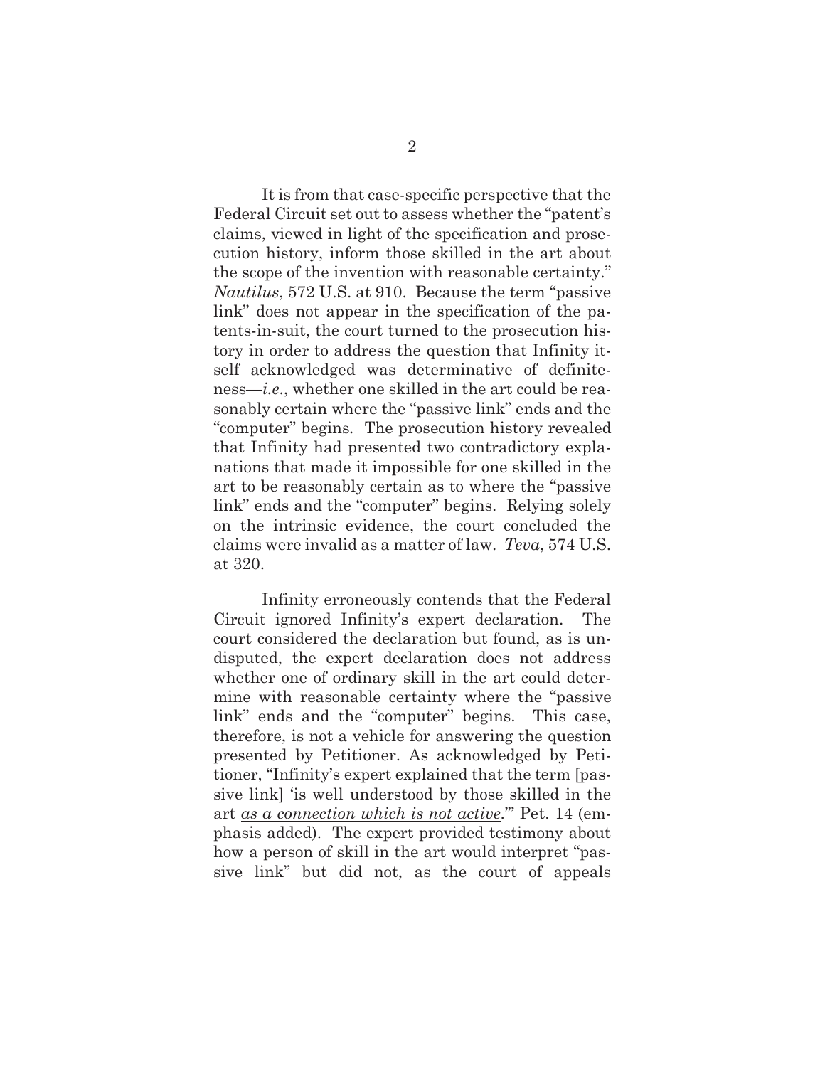It is from that case-specific perspective that the Federal Circuit set out to assess whether the "patent's claims, viewed in light of the specification and prosecution history, inform those skilled in the art about the scope of the invention with reasonable certainty." *Nautilus*, 572 U.S. at 910. Because the term "passive link" does not appear in the specification of the patents-in-suit, the court turned to the prosecution history in order to address the question that Infinity itself acknowledged was determinative of definiteness—*i.e.*, whether one skilled in the art could be reasonably certain where the "passive link" ends and the "computer" begins. The prosecution history revealed that Infinity had presented two contradictory explanations that made it impossible for one skilled in the art to be reasonably certain as to where the "passive link" ends and the "computer" begins. Relying solely on the intrinsic evidence, the court concluded the claims were invalid as a matter of law. *Teva*, 574 U.S. at 320.

Infinity erroneously contends that the Federal Circuit ignored Infinity's expert declaration. The court considered the declaration but found, as is undisputed, the expert declaration does not address whether one of ordinary skill in the art could determine with reasonable certainty where the "passive link" ends and the "computer" begins. This case, therefore, is not a vehicle for answering the question presented by Petitioner. As acknowledged by Petitioner, "Infinity's expert explained that the term [passive link] 'is well understood by those skilled in the art <u>*as a connection which is not active*</u>.'" Pet. 14 (emphasis added). The expert provided testimony about how a person of skill in the art would interpret "passive link" but did not, as the court of appeals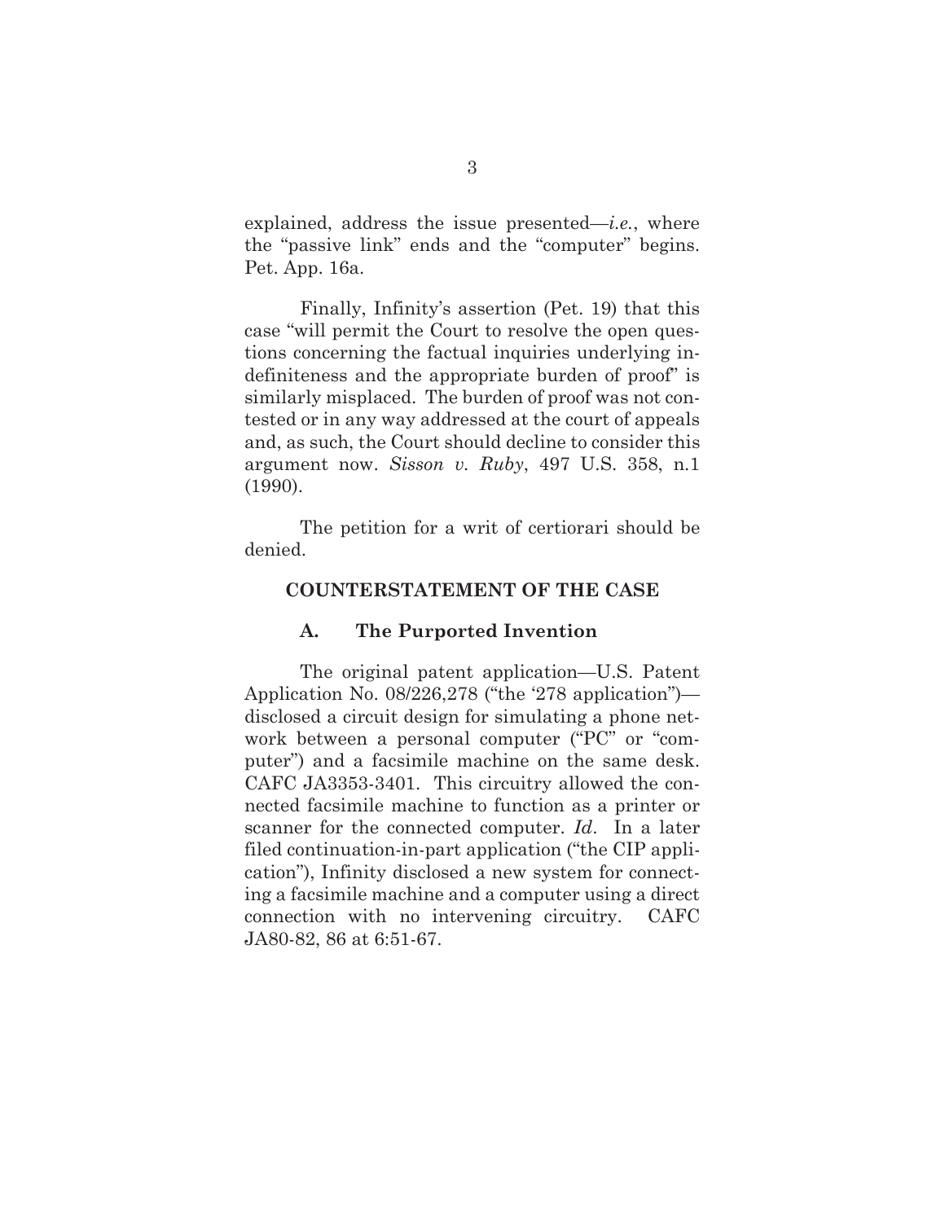explained, address the issue presented—*i.e.*, where the "passive link" ends and the "computer" begins. Pet. App. 16a.

Finally, Infinity's assertion (Pet. 19) that this case "will permit the Court to resolve the open questions concerning the factual inquiries underlying indefiniteness and the appropriate burden of proof" is similarly misplaced. The burden of proof was not contested or in any way addressed at the court of appeals and, as such, the Court should decline to consider this argument now. *Sisson v. Ruby*, 497 U.S. 358, n.1 (1990).

The petition for a writ of certiorari should be denied.

## COUNTERSTATEMENT OF THE CASE

### A. The Purported Invention

The original patent application—U.S. Patent Application No. 08/226,278 ("the '278 application")—disclosed a circuit design for simulating a phone network between a personal computer ("PC" or "computer") and a facsimile machine on the same desk. CAFC JA3353-3401. This circuitry allowed the connected facsimile machine to function as a printer or scanner for the connected computer. *Id*. In a later filed continuation-in-part application ("the CIP application"), Infinity disclosed a new system for connecting a facsimile machine and a computer using a direct connection with no intervening circuitry. CAFC JA80-82, 86 at 6:51-67.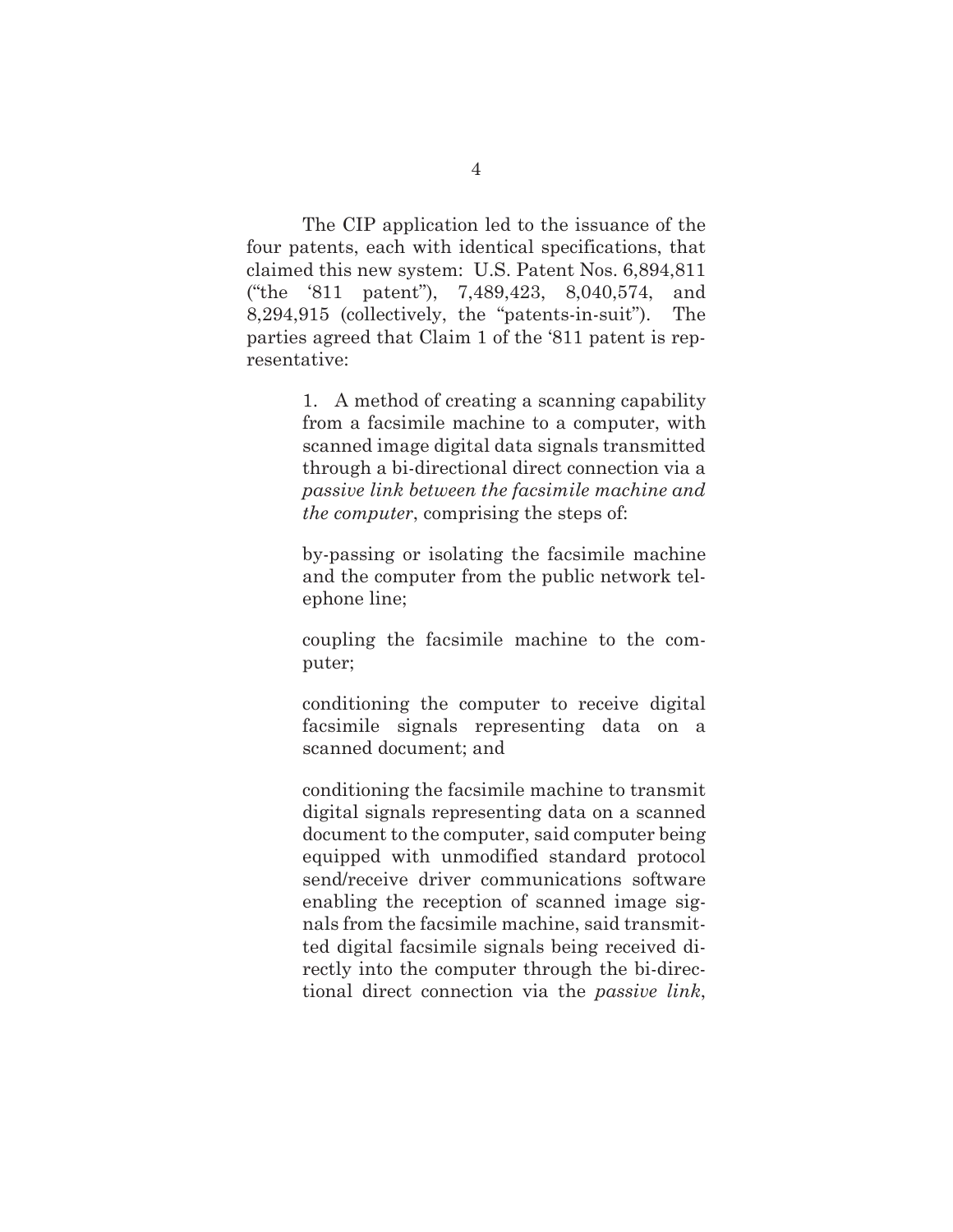The CIP application led to the issuance of the four patents, each with identical specifications, that claimed this new system: U.S. Patent Nos. 6,894,811 ("the '811 patent"), 7,489,423, 8,040,574, and 8,294,915 (collectively, the "patents-in-suit"). The parties agreed that Claim 1 of the '811 patent is representative:

> 1. A method of creating a scanning capability from a facsimile machine to a computer, with scanned image digital data signals transmitted through a bi-directional direct connection via a *passive link between the facsimile machine and the computer*, comprising the steps of:
>
> by-passing or isolating the facsimile machine and the computer from the public network telephone line;
>
> coupling the facsimile machine to the computer;
>
> conditioning the computer to receive digital facsimile signals representing data on a scanned document; and
>
> conditioning the facsimile machine to transmit digital signals representing data on a scanned document to the computer, said computer being equipped with unmodified standard protocol send/receive driver communications software enabling the reception of scanned image signals from the facsimile machine, said transmitted digital facsimile signals being received directly into the computer through the bi-directional direct connection via the *passive link*,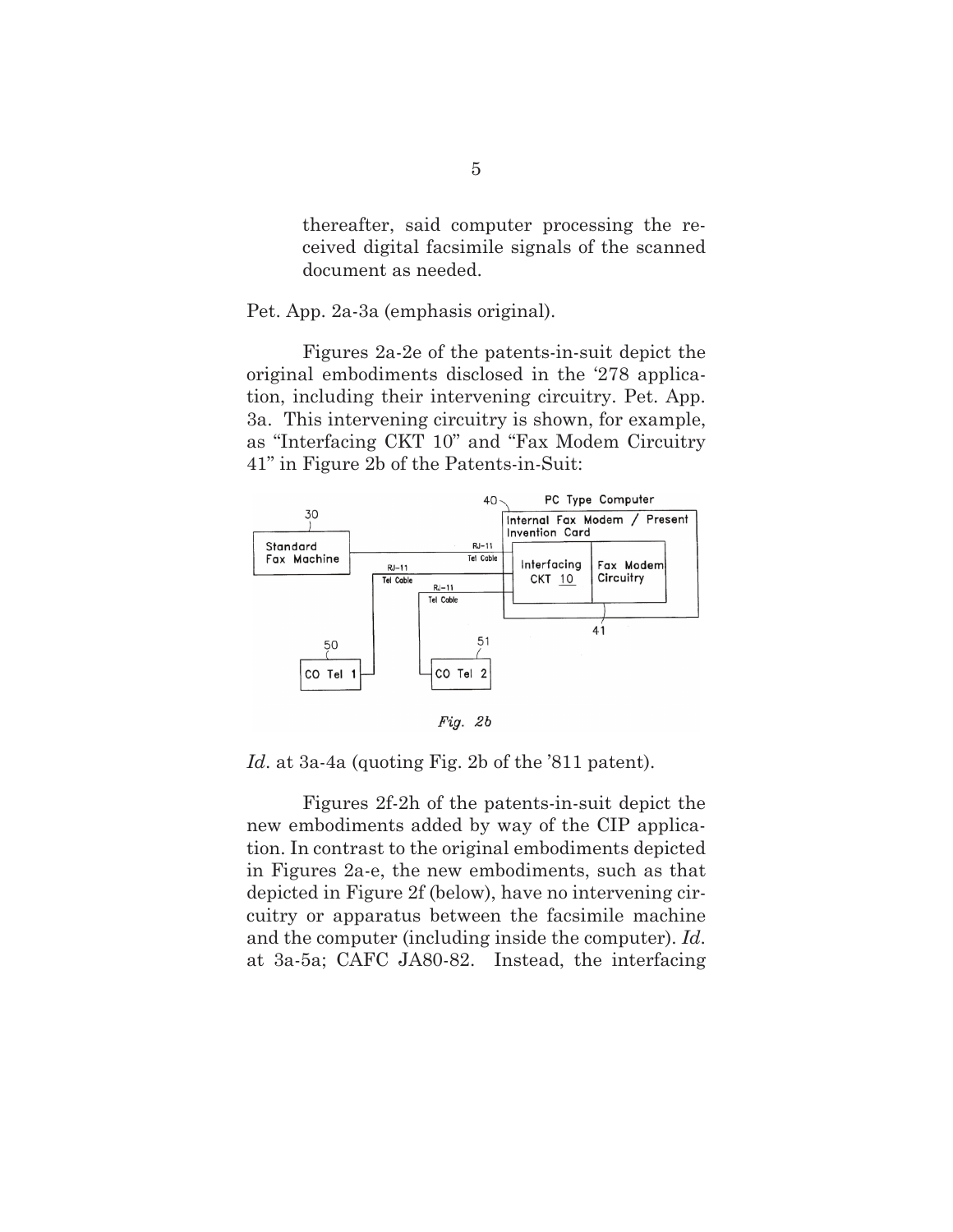thereafter, said computer processing the received digital facsimile signals of the scanned document as needed.

Pet. App. 2a-3a (emphasis original).

Figures 2a-2e of the patents-in-suit depict the original embodiments disclosed in the '278 application, including their intervening circuitry. Pet. App. 3a. This intervening circuitry is shown, for example, as "Interfacing CKT 10" and "Fax Modem Circuitry 41" in Figure 2b of the Patents-in-Suit:

*Fig. 2b*

*Id.* at 3a-4a (quoting Fig. 2b of the '811 patent).

Figures 2f-2h of the patents-in-suit depict the new embodiments added by way of the CIP application. In contrast to the original embodiments depicted in Figures 2a-e, the new embodiments, such as that depicted in Figure 2f (below), have no intervening circuitry or apparatus between the facsimile machine and the computer (including inside the computer). *Id.* at 3a-5a; CAFC JA80-82. Instead, the interfacing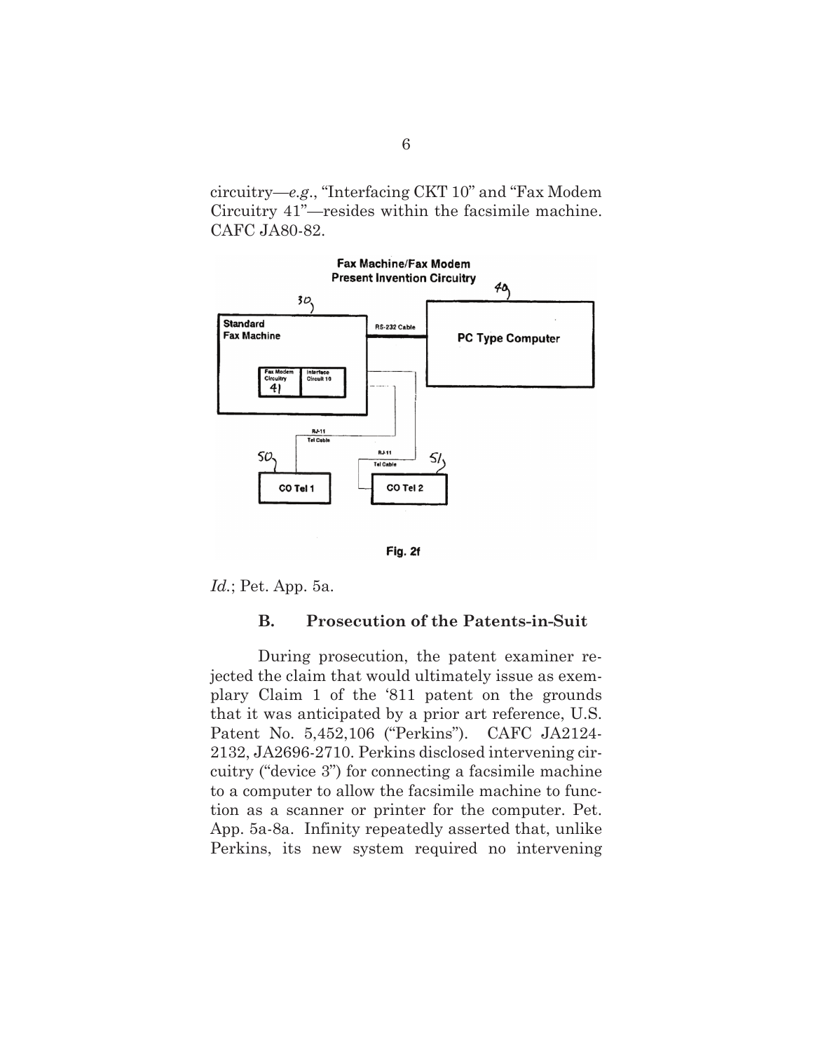circuitry—*e.g.*, "Interfacing CKT 10" and "Fax Modem Circuitry 41"—resides within the facsimile machine. CAFC JA80-82.

*Id.*; Pet. App. 5a.

### B. Prosecution of the Patents-in-Suit

During prosecution, the patent examiner rejected the claim that would ultimately issue as exemplary Claim 1 of the '811 patent on the grounds that it was anticipated by a prior art reference, U.S. Patent No. 5,452,106 ("Perkins"). CAFC JA2124-2132, JA2696-2710. Perkins disclosed intervening circuitry ("device 3") for connecting a facsimile machine to a computer to allow the facsimile machine to function as a scanner or printer for the computer. Pet. App. 5a-8a. Infinity repeatedly asserted that, unlike Perkins, its new system required no intervening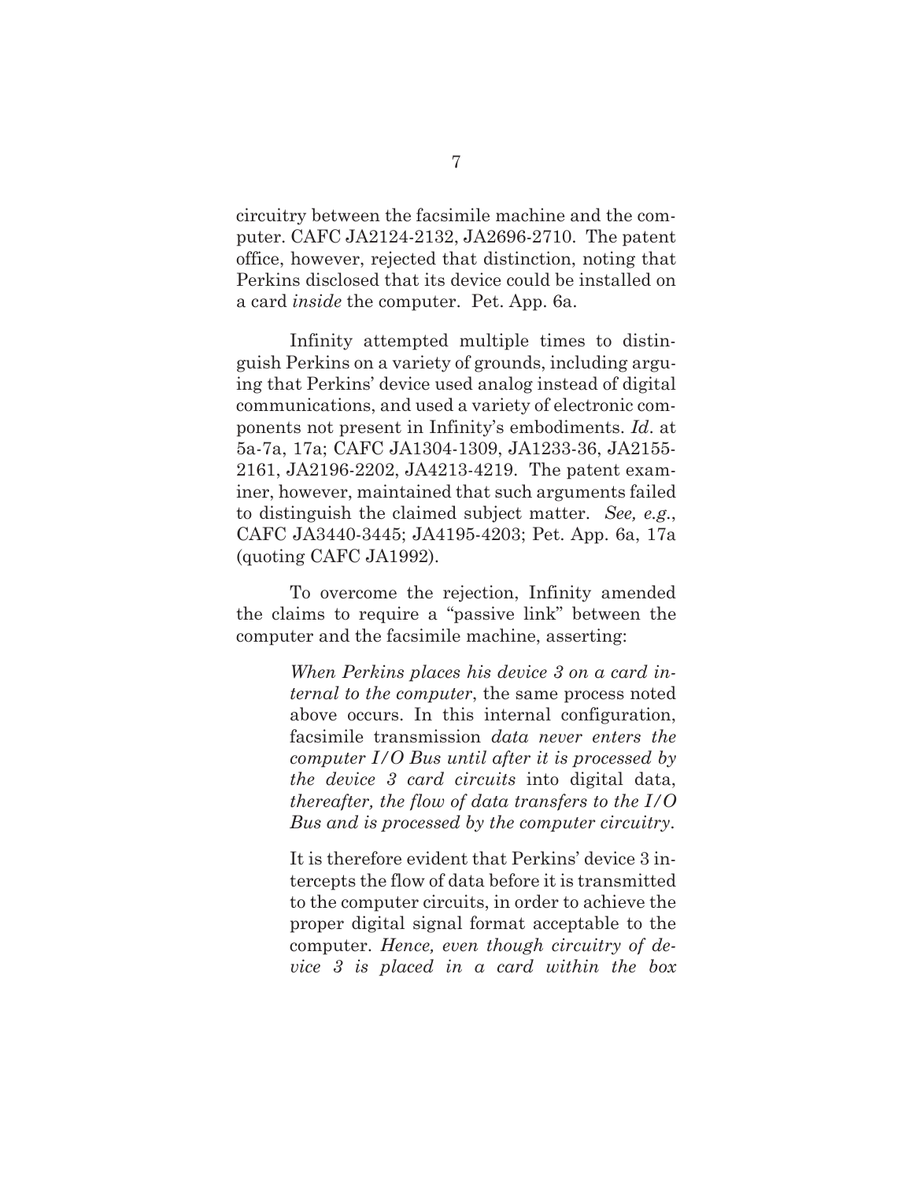circuitry between the facsimile machine and the computer. CAFC JA2124-2132, JA2696-2710. The patent office, however, rejected that distinction, noting that Perkins disclosed that its device could be installed on a card *inside* the computer. Pet. App. 6a.

Infinity attempted multiple times to distinguish Perkins on a variety of grounds, including arguing that Perkins' device used analog instead of digital communications, and used a variety of electronic components not present in Infinity's embodiments. *Id*. at 5a-7a, 17a; CAFC JA1304-1309, JA1233-36, JA2155-2161, JA2196-2202, JA4213-4219. The patent examiner, however, maintained that such arguments failed to distinguish the claimed subject matter. *See, e.g.*, CAFC JA3440-3445; JA4195-4203; Pet. App. 6a, 17a (quoting CAFC JA1992).

To overcome the rejection, Infinity amended the claims to require a "passive link" between the computer and the facsimile machine, asserting:

> *When Perkins places his device 3 on a card internal to the computer*, the same process noted above occurs. In this internal configuration, facsimile transmission *data never enters the computer I/O Bus until after it is processed by the device 3 card circuits* into digital data, *thereafter, the flow of data transfers to the I/O Bus and is processed by the computer circuitry*.
>
> It is therefore evident that Perkins' device 3 intercepts the flow of data before it is transmitted to the computer circuits, in order to achieve the proper digital signal format acceptable to the computer. *Hence, even though circuitry of device 3 is placed in a card within the box*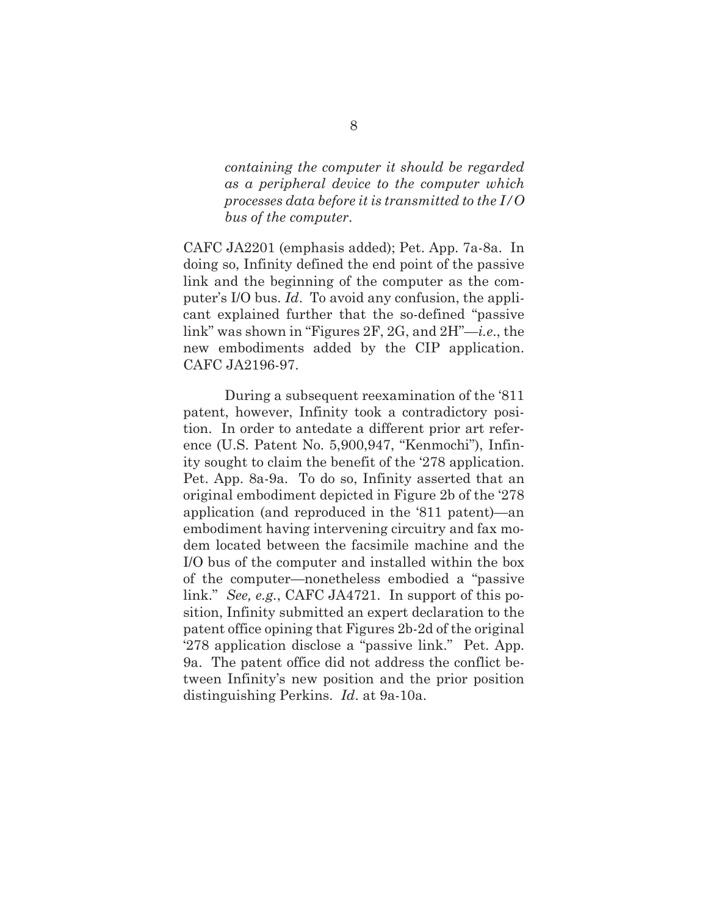> *containing the computer it should be regarded as a peripheral device to the computer which processes data before it is transmitted to the I/O bus of the computer*.

CAFC JA2201 (emphasis added); Pet. App. 7a-8a. In doing so, Infinity defined the end point of the passive link and the beginning of the computer as the computer's I/O bus. *Id*. To avoid any confusion, the applicant explained further that the so-defined "passive link" was shown in "Figures 2F, 2G, and 2H"—*i.e*., the new embodiments added by the CIP application. CAFC JA2196-97.

During a subsequent reexamination of the '811 patent, however, Infinity took a contradictory position. In order to antedate a different prior art reference (U.S. Patent No. 5,900,947, "Kenmochi"), Infinity sought to claim the benefit of the '278 application. Pet. App. 8a-9a. To do so, Infinity asserted that an original embodiment depicted in Figure 2b of the '278 application (and reproduced in the '811 patent)—an embodiment having intervening circuitry and fax modem located between the facsimile machine and the I/O bus of the computer and installed within the box of the computer—nonetheless embodied a "passive link." *See, e.g.*, CAFC JA4721. In support of this position, Infinity submitted an expert declaration to the patent office opining that Figures 2b-2d of the original '278 application disclose a "passive link." Pet. App. 9a. The patent office did not address the conflict between Infinity's new position and the prior position distinguishing Perkins. *Id*. at 9a-10a.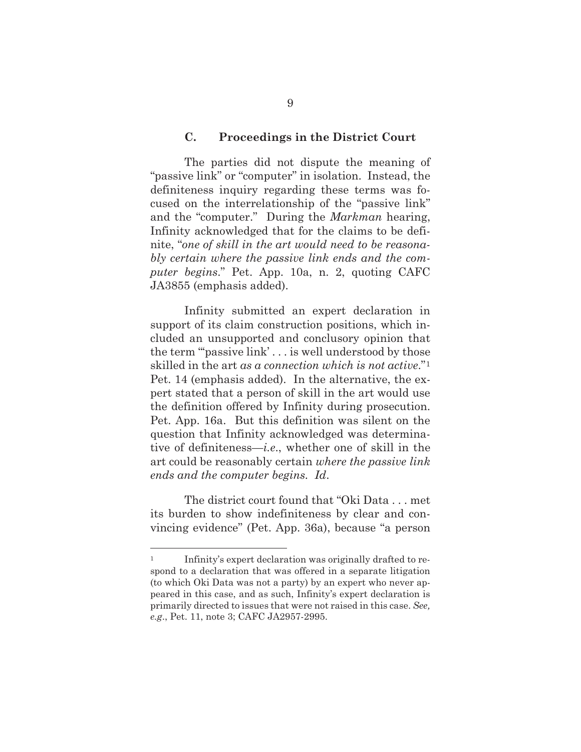### C. Proceedings in the District Court

The parties did not dispute the meaning of "passive link" or "computer" in isolation. Instead, the definiteness inquiry regarding these terms was focused on the interrelationship of the "passive link" and the "computer." During the *Markman* hearing, Infinity acknowledged that for the claims to be definite, "*one of skill in the art would need to be reasonably certain where the passive link ends and the computer begins*." Pet. App. 10a, n. 2, quoting CAFC JA3855 (emphasis added).

Infinity submitted an expert declaration in support of its claim construction positions, which included an unsupported and conclusory opinion that the term "'passive link' . . . is well understood by those skilled in the art *as a connection which is not active*."[1] Pet. 14 (emphasis added). In the alternative, the expert stated that a person of skill in the art would use the definition offered by Infinity during prosecution. Pet. App. 16a. But this definition was silent on the question that Infinity acknowledged was determinative of definiteness—*i.e.*, whether one of skill in the art could be reasonably certain *where the passive link ends and the computer begins*. *Id*.

The district court found that "Oki Data . . . met its burden to show indefiniteness by clear and convincing evidence" (Pet. App. 36a), because "a person

---

[1] Infinity's expert declaration was originally drafted to respond to a declaration that was offered in a separate litigation (to which Oki Data was not a party) by an expert who never appeared in this case, and as such, Infinity's expert declaration is primarily directed to issues that were not raised in this case. *See, e.g*., Pet. 11, note 3; CAFC JA2957-2995.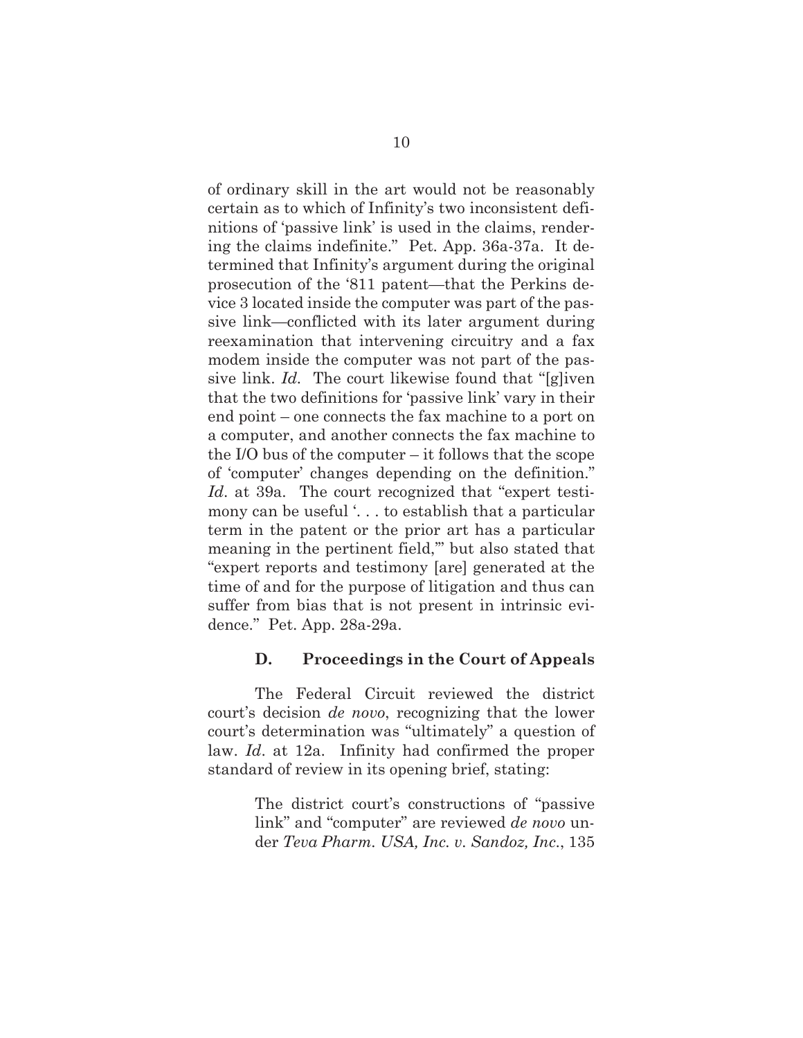of ordinary skill in the art would not be reasonably certain as to which of Infinity's two inconsistent definitions of 'passive link' is used in the claims, rendering the claims indefinite." Pet. App. 36a-37a. It determined that Infinity's argument during the original prosecution of the '811 patent—that the Perkins device 3 located inside the computer was part of the passive link—conflicted with its later argument during reexamination that intervening circuitry and a fax modem inside the computer was not part of the passive link. *Id.* The court likewise found that "[g]iven that the two definitions for 'passive link' vary in their end point – one connects the fax machine to a port on a computer, and another connects the fax machine to the I/O bus of the computer – it follows that the scope of 'computer' changes depending on the definition." *Id.* at 39a. The court recognized that "expert testimony can be useful '. . . to establish that a particular term in the patent or the prior art has a particular meaning in the pertinent field,'" but also stated that "expert reports and testimony [are] generated at the time of and for the purpose of litigation and thus can suffer from bias that is not present in intrinsic evidence." Pet. App. 28a-29a.

### D. Proceedings in the Court of Appeals

The Federal Circuit reviewed the district court's decision *de novo*, recognizing that the lower court's determination was "ultimately" a question of law. *Id.* at 12a. Infinity had confirmed the proper standard of review in its opening brief, stating:

> The district court's constructions of "passive link" and "computer" are reviewed *de novo* under *Teva Pharm. USA, Inc. v. Sandoz, Inc.*, 135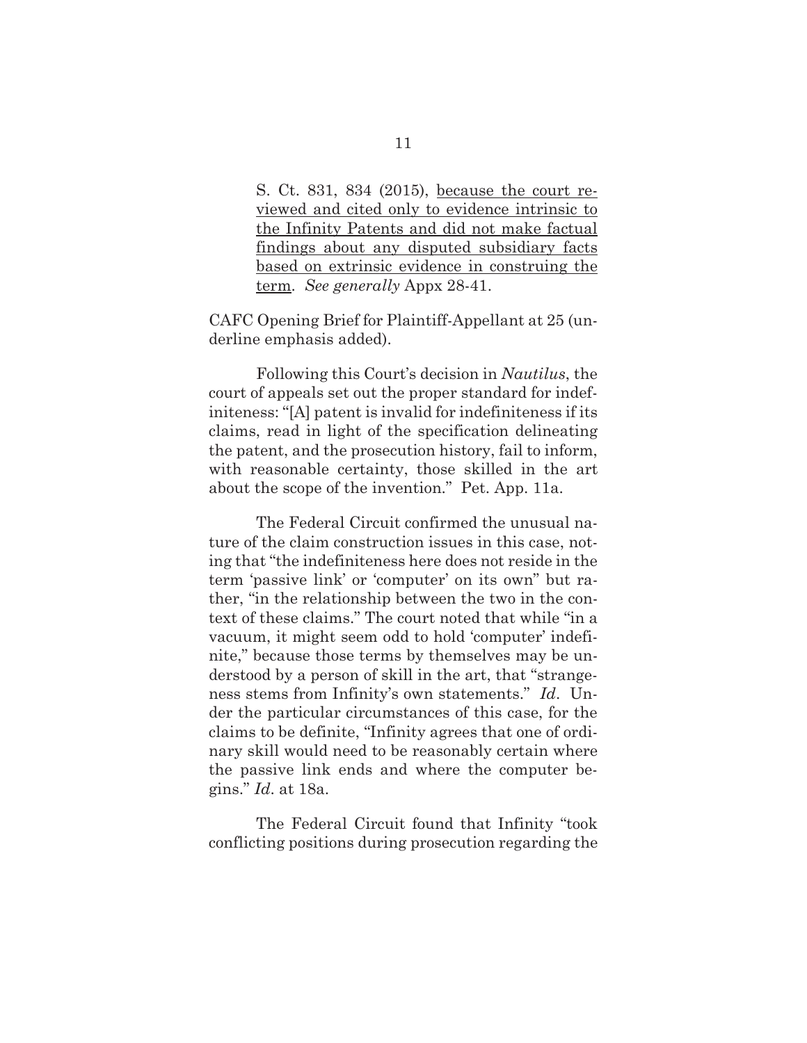> S. Ct. 831, 834 (2015), <u>because the court reviewed and cited only to evidence intrinsic to the Infinity Patents and did not make factual findings about any disputed subsidiary facts based on extrinsic evidence in construing the term</u>. *See generally* Appx 28-41.

CAFC Opening Brief for Plaintiff-Appellant at 25 (underline emphasis added).

Following this Court's decision in *Nautilus*, the court of appeals set out the proper standard for indefiniteness: "[A] patent is invalid for indefiniteness if its claims, read in light of the specification delineating the patent, and the prosecution history, fail to inform, with reasonable certainty, those skilled in the art about the scope of the invention." Pet. App. 11a.

The Federal Circuit confirmed the unusual nature of the claim construction issues in this case, noting that "the indefiniteness here does not reside in the term 'passive link' or 'computer' on its own" but rather, "in the relationship between the two in the context of these claims." The court noted that while "in a vacuum, it might seem odd to hold 'computer' indefinite," because those terms by themselves may be understood by a person of skill in the art, that "strangeness stems from Infinity's own statements." *Id*. Under the particular circumstances of this case, for the claims to be definite, "Infinity agrees that one of ordinary skill would need to be reasonably certain where the passive link ends and where the computer begins." *Id*. at 18a.

The Federal Circuit found that Infinity "took conflicting positions during prosecution regarding the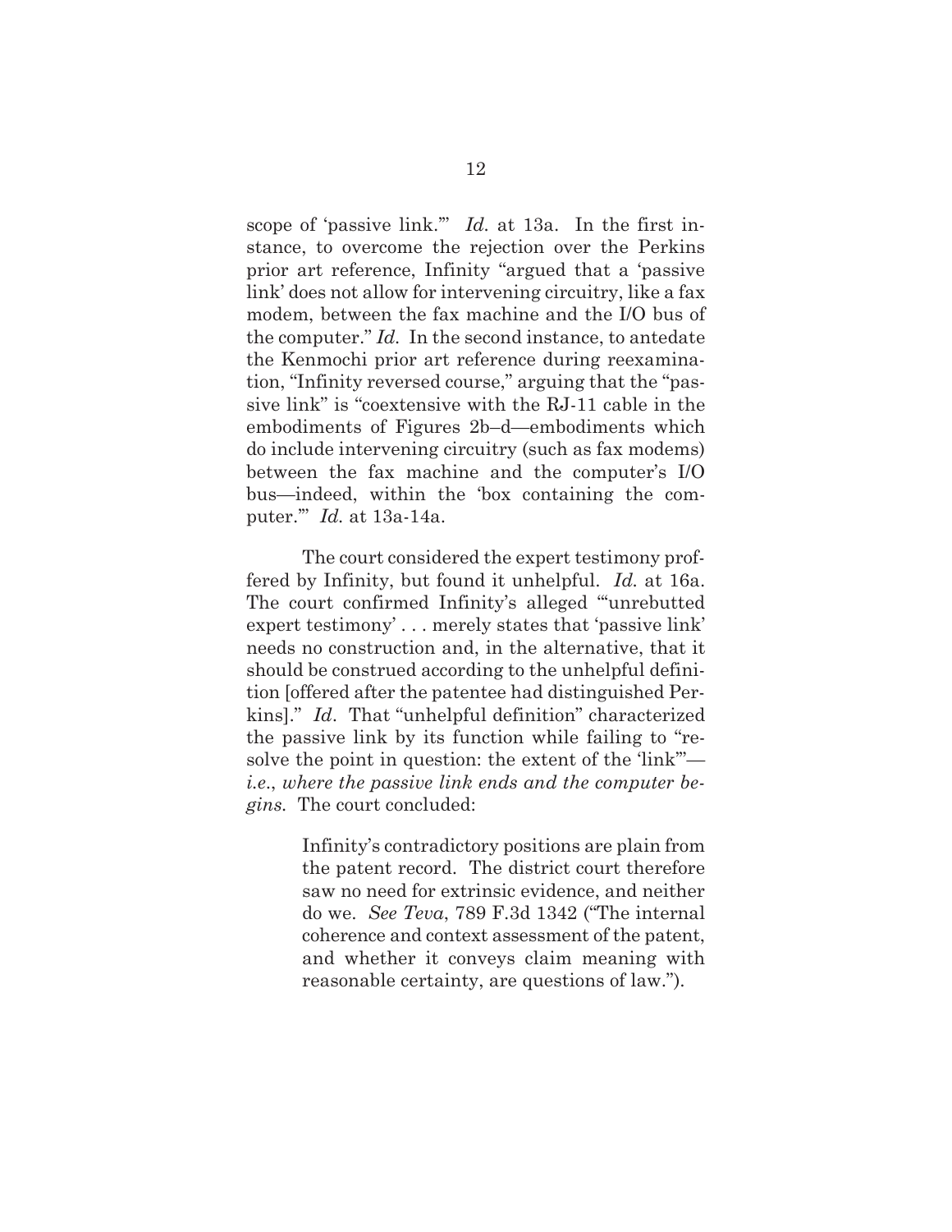scope of 'passive link.'" *Id.* at 13a. In the first instance, to overcome the rejection over the Perkins prior art reference, Infinity "argued that a 'passive link' does not allow for intervening circuitry, like a fax modem, between the fax machine and the I/O bus of the computer." *Id.* In the second instance, to antedate the Kenmochi prior art reference during reexamination, "Infinity reversed course," arguing that the "passive link" is "coextensive with the RJ-11 cable in the embodiments of Figures 2b–d—embodiments which do include intervening circuitry (such as fax modems) between the fax machine and the computer's I/O bus—indeed, within the 'box containing the computer.'" *Id.* at 13a-14a.

The court considered the expert testimony proffered by Infinity, but found it unhelpful. *Id.* at 16a. The court confirmed Infinity's alleged "'unrebutted expert testimony' . . . merely states that 'passive link' needs no construction and, in the alternative, that it should be construed according to the unhelpful definition [offered after the patentee had distinguished Perkins]." *Id*. That "unhelpful definition" characterized the passive link by its function while failing to "resolve the point in question: the extent of the 'link'"—*i.e.*, *where the passive link ends and the computer begins.* The court concluded:

> Infinity's contradictory positions are plain from the patent record. The district court therefore saw no need for extrinsic evidence, and neither do we. *See Teva*, 789 F.3d 1342 ("The internal coherence and context assessment of the patent, and whether it conveys claim meaning with reasonable certainty, are questions of law.").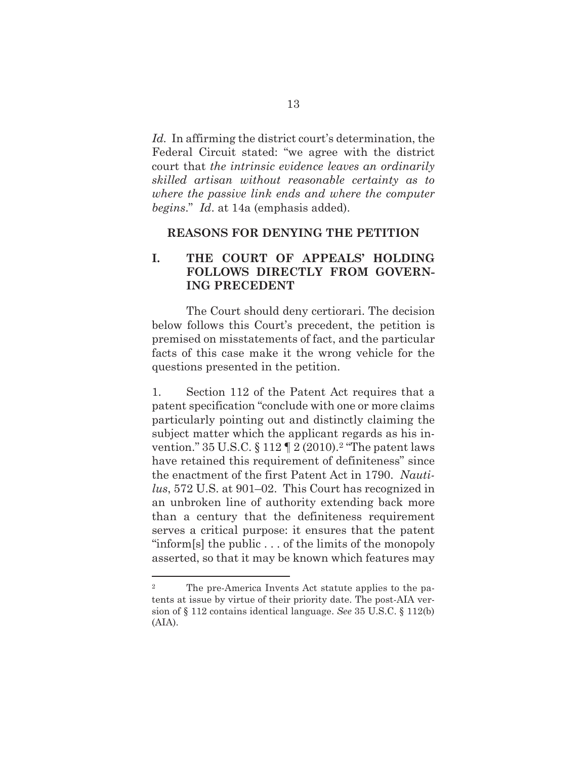*Id.* In affirming the district court's determination, the Federal Circuit stated: "we agree with the district court that *the intrinsic evidence leaves an ordinarily skilled artisan without reasonable certainty as to where the passive link ends and where the computer begins*." *Id*. at 14a (emphasis added).

## REASONS FOR DENYING THE PETITION

### I. THE COURT OF APPEALS' HOLDING FOLLOWS DIRECTLY FROM GOVERNING PRECEDENT

The Court should deny certiorari. The decision below follows this Court's precedent, the petition is premised on misstatements of fact, and the particular facts of this case make it the wrong vehicle for the questions presented in the petition.

1. Section 112 of the Patent Act requires that a patent specification "conclude with one or more claims particularly pointing out and distinctly claiming the subject matter which the applicant regards as his invention." 35 U.S.C. § 112 ¶ 2 (2010).[2] "The patent laws have retained this requirement of definiteness" since the enactment of the first Patent Act in 1790. *Nautilus*, 572 U.S. at 901–02. This Court has recognized in an unbroken line of authority extending back more than a century that the definiteness requirement serves a critical purpose: it ensures that the patent "inform[s] the public . . . of the limits of the monopoly asserted, so that it may be known which features may

---

[2] The pre-America Invents Act statute applies to the patents at issue by virtue of their priority date. The post-AIA version of § 112 contains identical language. *See* 35 U.S.C. § 112(b) (AIA).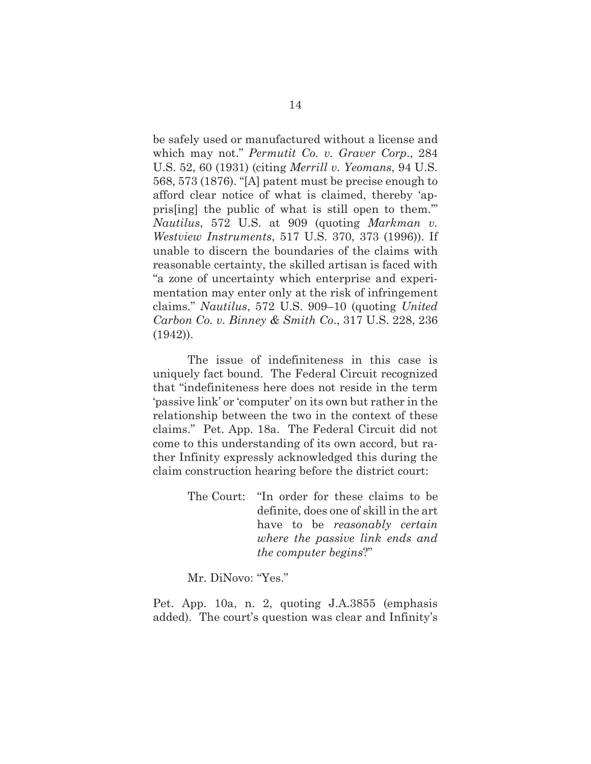be safely used or manufactured without a license and which may not." *Permutit Co. v. Graver Corp.*, 284 U.S. 52, 60 (1931) (citing *Merrill v. Yeomans*, 94 U.S. 568, 573 (1876). "[A] patent must be precise enough to afford clear notice of what is claimed, thereby 'appris[ing] the public of what is still open to them.'" *Nautilus*, 572 U.S. at 909 (quoting *Markman v. Westview Instruments*, 517 U.S. 370, 373 (1996)). If unable to discern the boundaries of the claims with reasonable certainty, the skilled artisan is faced with "a zone of uncertainty which enterprise and experimentation may enter only at the risk of infringement claims." *Nautilus*, 572 U.S. 909–10 (quoting *United Carbon Co. v. Binney & Smith Co.*, 317 U.S. 228, 236 (1942)).

The issue of indefiniteness in this case is uniquely fact bound. The Federal Circuit recognized that "indefiniteness here does not reside in the term 'passive link' or 'computer' on its own but rather in the relationship between the two in the context of these claims." Pet. App. 18a. The Federal Circuit did not come to this understanding of its own accord, but rather Infinity expressly acknowledged this during the claim construction hearing before the district court:

> The Court: "In order for these claims to be definite, does one of skill in the art have to be *reasonably certain where the passive link ends and the computer begins*?"

> Mr. DiNovo: "Yes."

Pet. App. 10a, n. 2, quoting J.A.3855 (emphasis added). The court's question was clear and Infinity's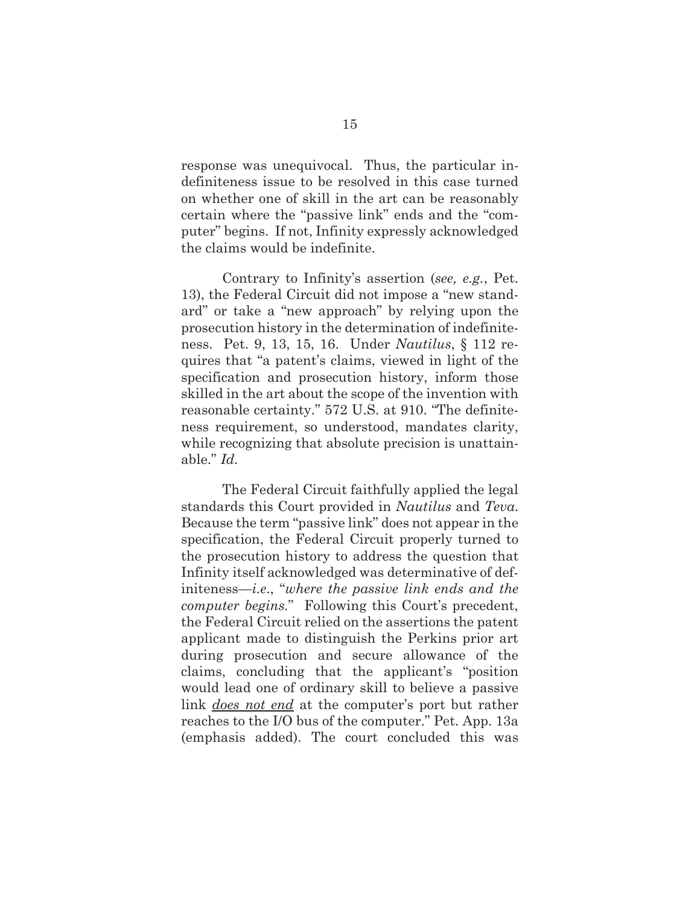response was unequivocal. Thus, the particular indefiniteness issue to be resolved in this case turned on whether one of skill in the art can be reasonably certain where the "passive link" ends and the "computer" begins. If not, Infinity expressly acknowledged the claims would be indefinite.

Contrary to Infinity's assertion (*see, e.g.*, Pet. 13), the Federal Circuit did not impose a "new standard" or take a "new approach" by relying upon the prosecution history in the determination of indefiniteness. Pet. 9, 13, 15, 16. Under *Nautilus*, § 112 requires that "a patent's claims, viewed in light of the specification and prosecution history, inform those skilled in the art about the scope of the invention with reasonable certainty." 572 U.S. at 910. "The definiteness requirement, so understood, mandates clarity, while recognizing that absolute precision is unattainable." *Id.*

The Federal Circuit faithfully applied the legal standards this Court provided in *Nautilus* and *Teva*. Because the term "passive link" does not appear in the specification, the Federal Circuit properly turned to the prosecution history to address the question that Infinity itself acknowledged was determinative of definiteness—*i.e.*, "*where the passive link ends and the computer begins.*" Following this Court's precedent, the Federal Circuit relied on the assertions the patent applicant made to distinguish the Perkins prior art during prosecution and secure allowance of the claims, concluding that the applicant's "position would lead one of ordinary skill to believe a passive link *<u>does not end</u>* at the computer's port but rather reaches to the I/O bus of the computer." Pet. App. 13a (emphasis added). The court concluded this was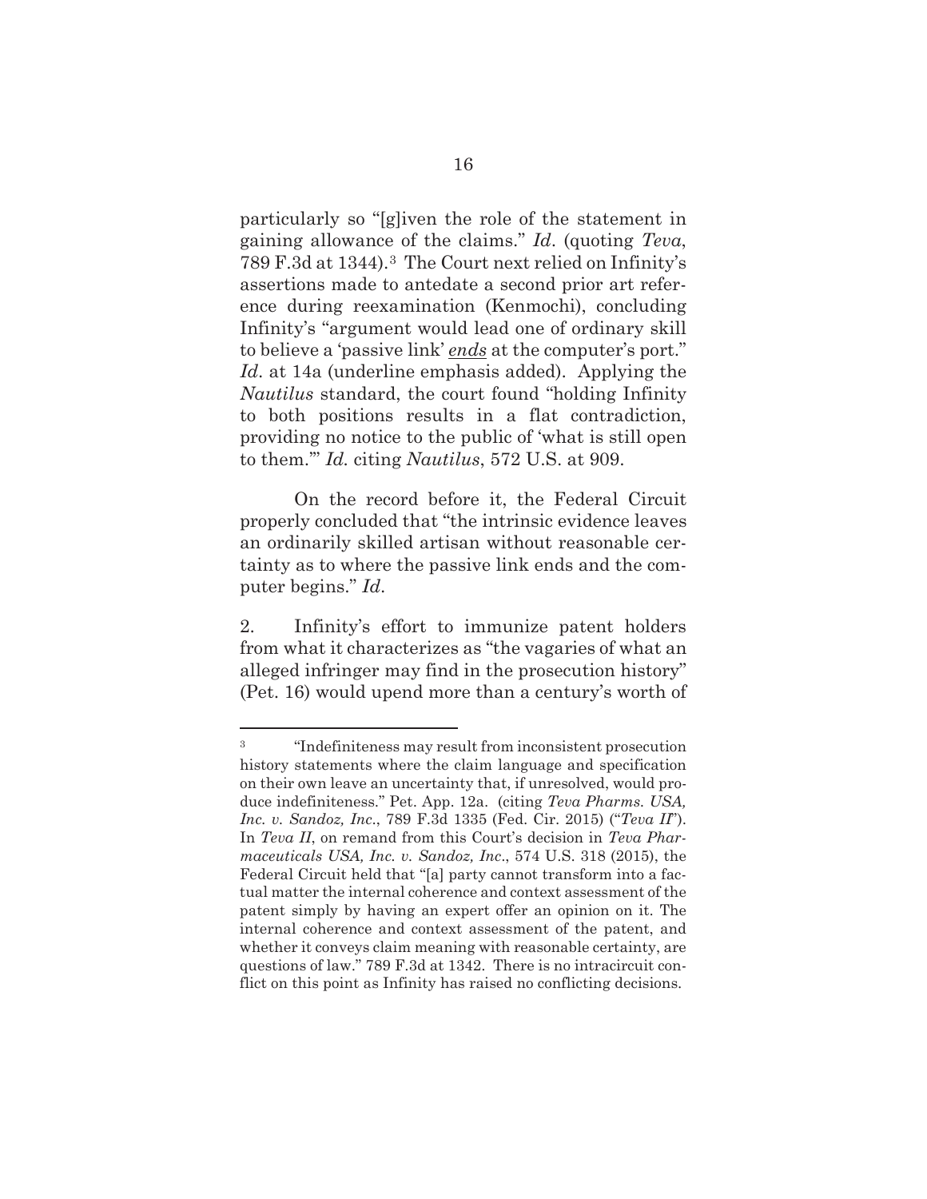particularly so "[g]iven the role of the statement in gaining allowance of the claims." *Id*. (quoting *Teva*, 789 F.3d at 1344).[3] The Court next relied on Infinity's assertions made to antedate a second prior art reference during reexamination (Kenmochi), concluding Infinity's "argument would lead one of ordinary skill to believe a 'passive link' ***ends*** at the computer's port." *Id*. at 14a (underline emphasis added). Applying the *Nautilus* standard, the court found "holding Infinity to both positions results in a flat contradiction, providing no notice to the public of 'what is still open to them.'" *Id.* citing *Nautilus*, 572 U.S. at 909.

On the record before it, the Federal Circuit properly concluded that "the intrinsic evidence leaves an ordinarily skilled artisan without reasonable certainty as to where the passive link ends and the computer begins." *Id*.

2. Infinity's effort to immunize patent holders from what it characterizes as "the vagaries of what an alleged infringer may find in the prosecution history" (Pet. 16) would upend more than a century's worth of

---

[3] "Indefiniteness may result from inconsistent prosecution history statements where the claim language and specification on their own leave an uncertainty that, if unresolved, would produce indefiniteness." Pet. App. 12a. (citing *Teva Pharms. USA, Inc. v. Sandoz, Inc*., 789 F.3d 1335 (Fed. Cir. 2015) ("*Teva II*"). In *Teva II*, on remand from this Court's decision in *Teva Pharmaceuticals USA, Inc. v. Sandoz, Inc*., 574 U.S. 318 (2015), the Federal Circuit held that "[a] party cannot transform into a factual matter the internal coherence and context assessment of the patent simply by having an expert offer an opinion on it. The internal coherence and context assessment of the patent, and whether it conveys claim meaning with reasonable certainty, are questions of law." 789 F.3d at 1342. There is no intracircuit conflict on this point as Infinity has raised no conflicting decisions.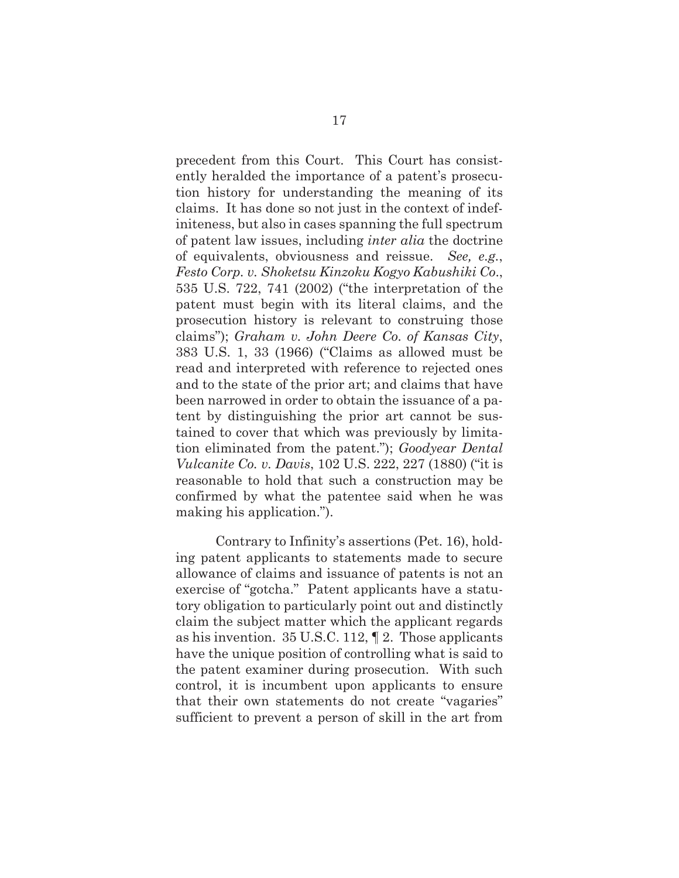precedent from this Court. This Court has consistently heralded the importance of a patent's prosecution history for understanding the meaning of its claims. It has done so not just in the context of indefiniteness, but also in cases spanning the full spectrum of patent law issues, including *inter alia* the doctrine of equivalents, obviousness and reissue. *See, e.g.*, *Festo Corp. v. Shoketsu Kinzoku Kogyo Kabushiki Co.*, 535 U.S. 722, 741 (2002) ("the interpretation of the patent must begin with its literal claims, and the prosecution history is relevant to construing those claims"); *Graham v. John Deere Co. of Kansas City*, 383 U.S. 1, 33 (1966) ("Claims as allowed must be read and interpreted with reference to rejected ones and to the state of the prior art; and claims that have been narrowed in order to obtain the issuance of a patent by distinguishing the prior art cannot be sustained to cover that which was previously by limitation eliminated from the patent."); *Goodyear Dental Vulcanite Co. v. Davis*, 102 U.S. 222, 227 (1880) ("it is reasonable to hold that such a construction may be confirmed by what the patentee said when he was making his application.").

Contrary to Infinity's assertions (Pet. 16), holding patent applicants to statements made to secure allowance of claims and issuance of patents is not an exercise of "gotcha." Patent applicants have a statutory obligation to particularly point out and distinctly claim the subject matter which the applicant regards as his invention. 35 U.S.C. 112, ¶ 2. Those applicants have the unique position of controlling what is said to the patent examiner during prosecution. With such control, it is incumbent upon applicants to ensure that their own statements do not create "vagaries" sufficient to prevent a person of skill in the art from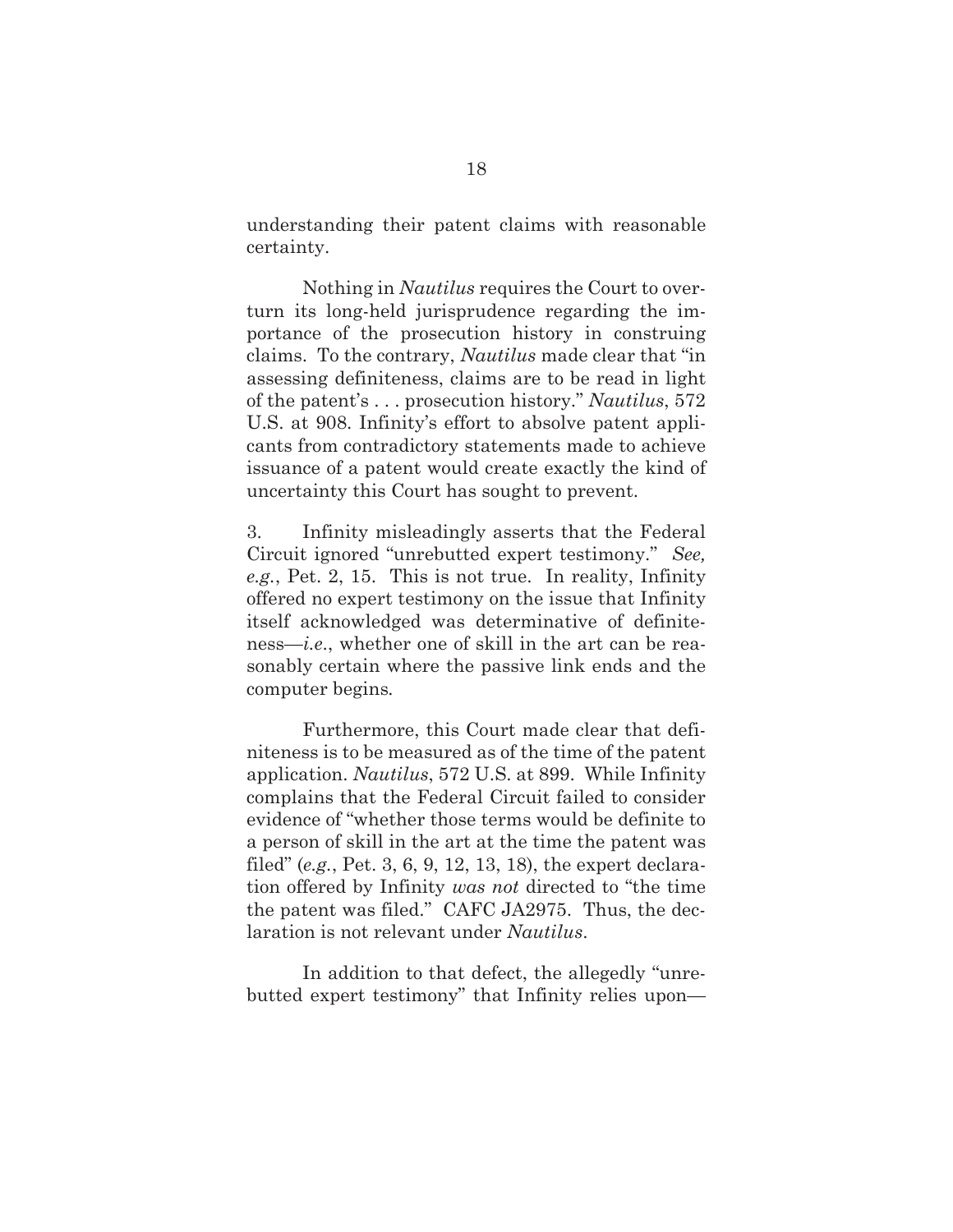understanding their patent claims with reasonable certainty.

Nothing in *Nautilus* requires the Court to overturn its long-held jurisprudence regarding the importance of the prosecution history in construing claims. To the contrary, *Nautilus* made clear that "in assessing definiteness, claims are to be read in light of the patent's . . . prosecution history." *Nautilus*, 572 U.S. at 908. Infinity's effort to absolve patent applicants from contradictory statements made to achieve issuance of a patent would create exactly the kind of uncertainty this Court has sought to prevent.

3. Infinity misleadingly asserts that the Federal Circuit ignored "unrebutted expert testimony." *See, e.g.*, Pet. 2, 15. This is not true. In reality, Infinity offered no expert testimony on the issue that Infinity itself acknowledged was determinative of definiteness—*i.e.*, whether one of skill in the art can be reasonably certain where the passive link ends and the computer begins.

Furthermore, this Court made clear that definiteness is to be measured as of the time of the patent application. *Nautilus*, 572 U.S. at 899. While Infinity complains that the Federal Circuit failed to consider evidence of "whether those terms would be definite to a person of skill in the art at the time the patent was filed" (*e.g.*, Pet. 3, 6, 9, 12, 13, 18), the expert declaration offered by Infinity *was not* directed to "the time the patent was filed." CAFC JA2975. Thus, the declaration is not relevant under *Nautilus*.

In addition to that defect, the allegedly "unrebutted expert testimony" that Infinity relies upon—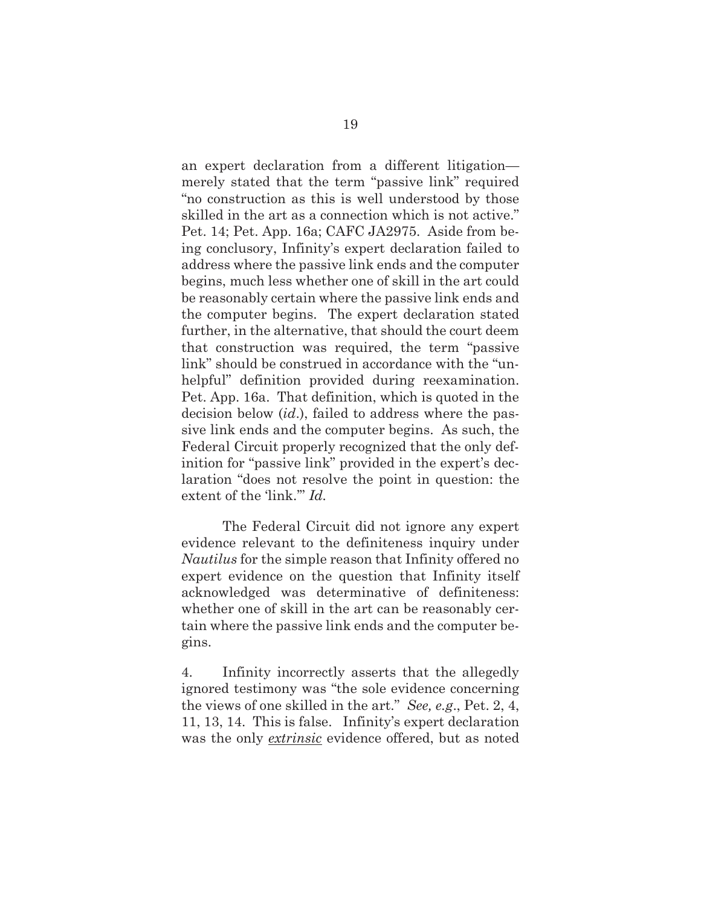an expert declaration from a different litigation—merely stated that the term "passive link" required "no construction as this is well understood by those skilled in the art as a connection which is not active." Pet. 14; Pet. App. 16a; CAFC JA2975. Aside from being conclusory, Infinity's expert declaration failed to address where the passive link ends and the computer begins, much less whether one of skill in the art could be reasonably certain where the passive link ends and the computer begins. The expert declaration stated further, in the alternative, that should the court deem that construction was required, the term "passive link" should be construed in accordance with the "unhelpful" definition provided during reexamination. Pet. App. 16a. That definition, which is quoted in the decision below (*id*.), failed to address where the passive link ends and the computer begins. As such, the Federal Circuit properly recognized that the only definition for "passive link" provided in the expert's declaration "does not resolve the point in question: the extent of the 'link.'" *Id.*

The Federal Circuit did not ignore any expert evidence relevant to the definiteness inquiry under *Nautilus* for the simple reason that Infinity offered no expert evidence on the question that Infinity itself acknowledged was determinative of definiteness: whether one of skill in the art can be reasonably certain where the passive link ends and the computer begins.

4. Infinity incorrectly asserts that the allegedly ignored testimony was "the sole evidence concerning the views of one skilled in the art." *See, e.g.*, Pet. 2, 4, 11, 13, 14. This is false. Infinity's expert declaration was the only ***extrinsic*** evidence offered, but as noted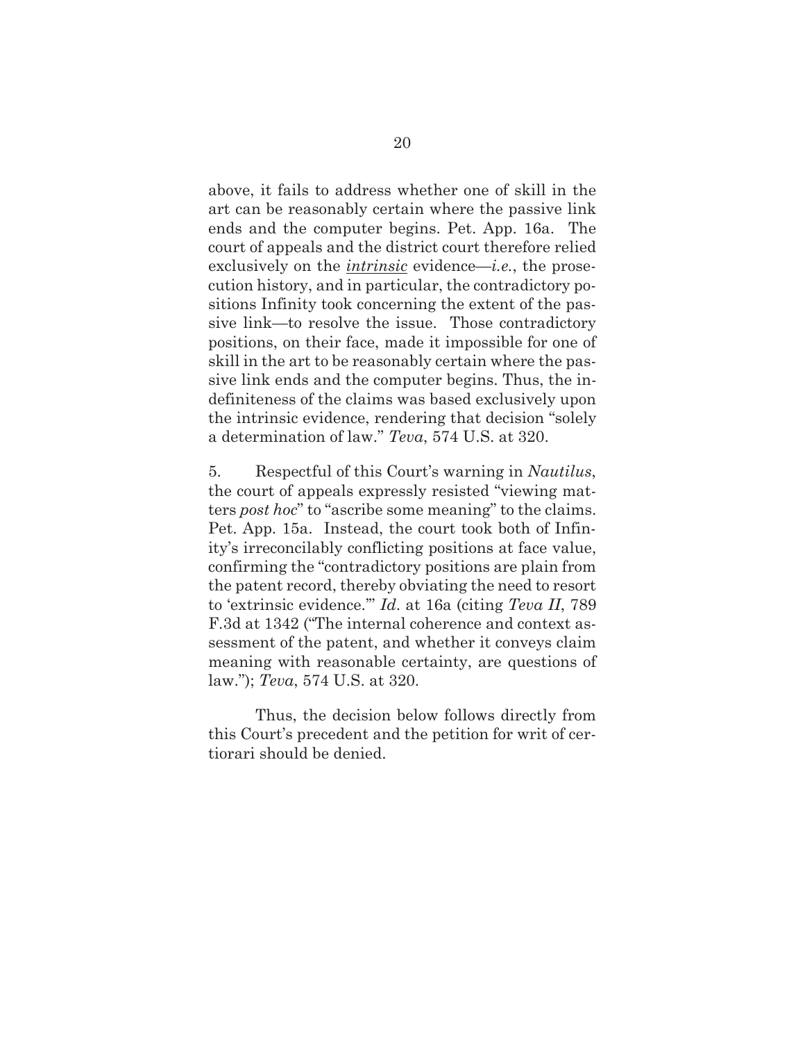above, it fails to address whether one of skill in the art can be reasonably certain where the passive link ends and the computer begins. Pet. App. 16a. The court of appeals and the district court therefore relied exclusively on the ***intrinsic*** evidence—*i.e.*, the prosecution history, and in particular, the contradictory positions Infinity took concerning the extent of the passive link—to resolve the issue. Those contradictory positions, on their face, made it impossible for one of skill in the art to be reasonably certain where the passive link ends and the computer begins. Thus, the indefiniteness of the claims was based exclusively upon the intrinsic evidence, rendering that decision "solely a determination of law." *Teva*, 574 U.S. at 320.

5. Respectful of this Court's warning in *Nautilus*, the court of appeals expressly resisted "viewing matters *post hoc*" to "ascribe some meaning" to the claims. Pet. App. 15a. Instead, the court took both of Infinity's irreconcilably conflicting positions at face value, confirming the "contradictory positions are plain from the patent record, thereby obviating the need to resort to 'extrinsic evidence.'" *Id*. at 16a (citing *Teva II*, 789 F.3d at 1342 ("The internal coherence and context assessment of the patent, and whether it conveys claim meaning with reasonable certainty, are questions of law."); *Teva*, 574 U.S. at 320.

Thus, the decision below follows directly from this Court's precedent and the petition for writ of certiorari should be denied.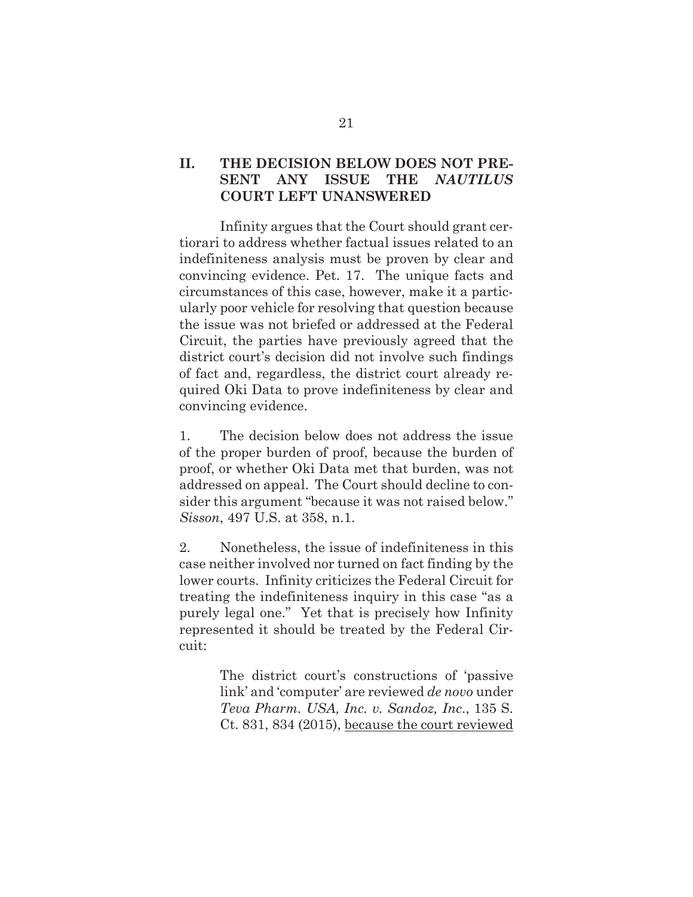## II. THE DECISION BELOW DOES NOT PRESENT ANY ISSUE THE *NAUTILUS* COURT LEFT UNANSWERED

Infinity argues that the Court should grant certiorari to address whether factual issues related to an indefiniteness analysis must be proven by clear and convincing evidence. Pet. 17. The unique facts and circumstances of this case, however, make it a particularly poor vehicle for resolving that question because the issue was not briefed or addressed at the Federal Circuit, the parties have previously agreed that the district court's decision did not involve such findings of fact and, regardless, the district court already required Oki Data to prove indefiniteness by clear and convincing evidence.

1. The decision below does not address the issue of the proper burden of proof, because the burden of proof, or whether Oki Data met that burden, was not addressed on appeal. The Court should decline to consider this argument "because it was not raised below." *Sisson*, 497 U.S. at 358, n.1.

2. Nonetheless, the issue of indefiniteness in this case neither involved nor turned on fact finding by the lower courts. Infinity criticizes the Federal Circuit for treating the indefiniteness inquiry in this case "as a purely legal one." Yet that is precisely how Infinity represented it should be treated by the Federal Circuit:

> The district court's constructions of 'passive link' and 'computer' are reviewed *de novo* under *Teva Pharm. USA, Inc. v. Sandoz, Inc.*, 135 S. Ct. 831, 834 (2015), <u>because the court reviewed</u>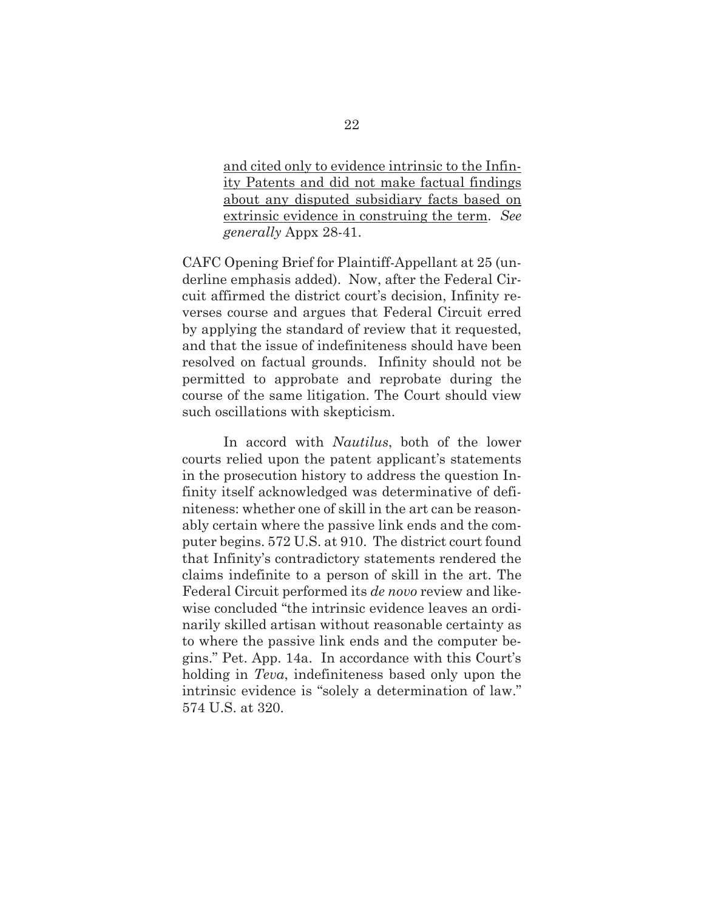> <u>and cited only to evidence intrinsic to the Infinity Patents and did not make factual findings about any disputed subsidiary facts based on extrinsic evidence in construing the term</u>. *See generally* Appx 28-41.

CAFC Opening Brief for Plaintiff-Appellant at 25 (underline emphasis added). Now, after the Federal Circuit affirmed the district court's decision, Infinity reverses course and argues that Federal Circuit erred by applying the standard of review that it requested, and that the issue of indefiniteness should have been resolved on factual grounds. Infinity should not be permitted to approbate and reprobate during the course of the same litigation. The Court should view such oscillations with skepticism.

In accord with *Nautilus*, both of the lower courts relied upon the patent applicant's statements in the prosecution history to address the question Infinity itself acknowledged was determinative of definiteness: whether one of skill in the art can be reasonably certain where the passive link ends and the computer begins. 572 U.S. at 910. The district court found that Infinity's contradictory statements rendered the claims indefinite to a person of skill in the art. The Federal Circuit performed its *de novo* review and likewise concluded "the intrinsic evidence leaves an ordinarily skilled artisan without reasonable certainty as to where the passive link ends and the computer begins." Pet. App. 14a. In accordance with this Court's holding in *Teva*, indefiniteness based only upon the intrinsic evidence is "solely a determination of law." 574 U.S. at 320.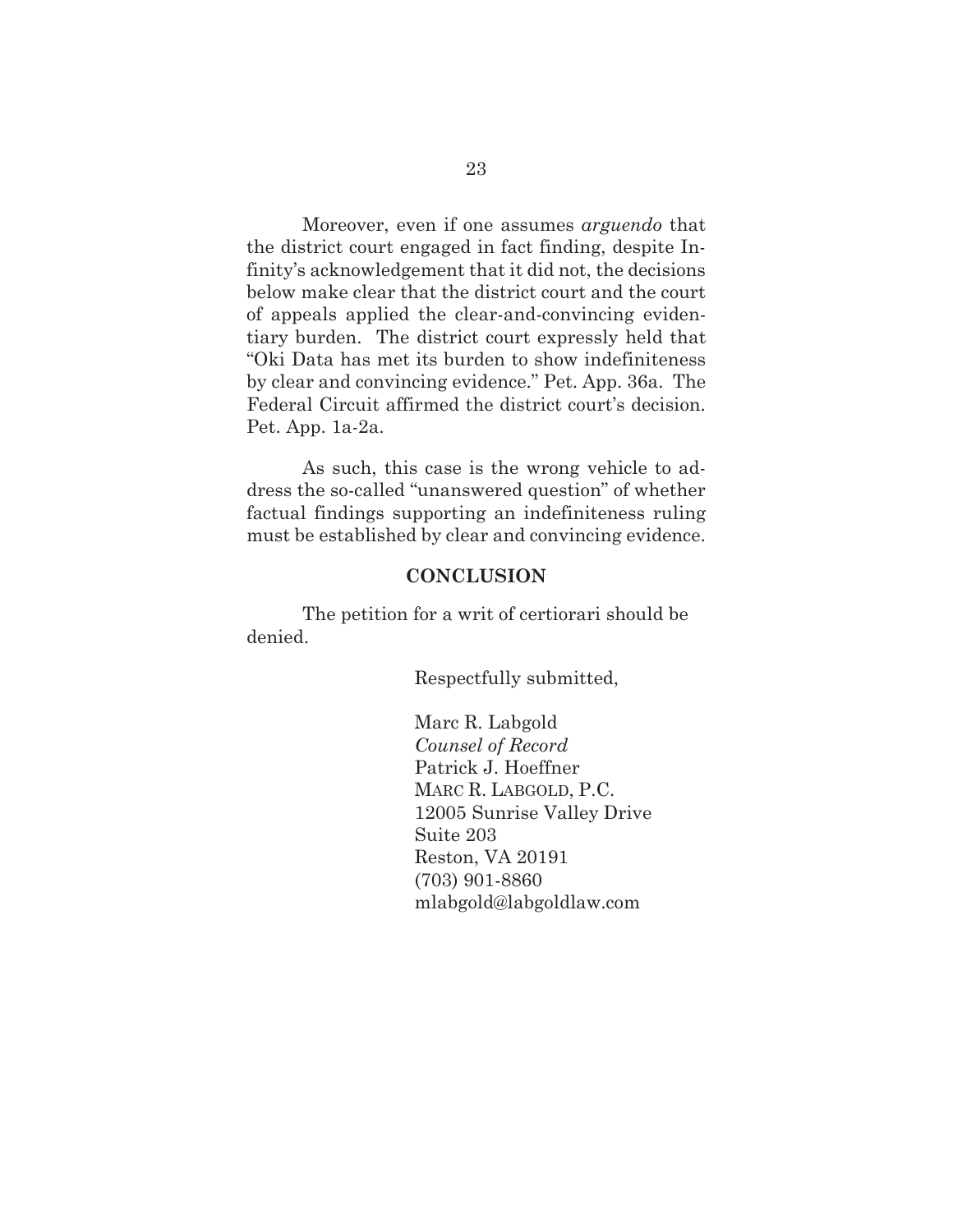Moreover, even if one assumes *arguendo* that the district court engaged in fact finding, despite Infinity's acknowledgement that it did not, the decisions below make clear that the district court and the court of appeals applied the clear-and-convincing evidentiary burden. The district court expressly held that "Oki Data has met its burden to show indefiniteness by clear and convincing evidence." Pet. App. 36a. The Federal Circuit affirmed the district court's decision. Pet. App. 1a-2a.

As such, this case is the wrong vehicle to address the so-called "unanswered question" of whether factual findings supporting an indefiniteness ruling must be established by clear and convincing evidence.

## CONCLUSION

The petition for a writ of certiorari should be denied.

Respectfully submitted,

Marc R. Labgold  
*Counsel of Record*  
Patrick J. Hoeffner  
MARC R. LABGOLD, P.C.  
12005 Sunrise Valley Drive  
Suite 203  
Reston, VA 20191  
(703) 901-8860  
mlabgold@labgoldlaw.com